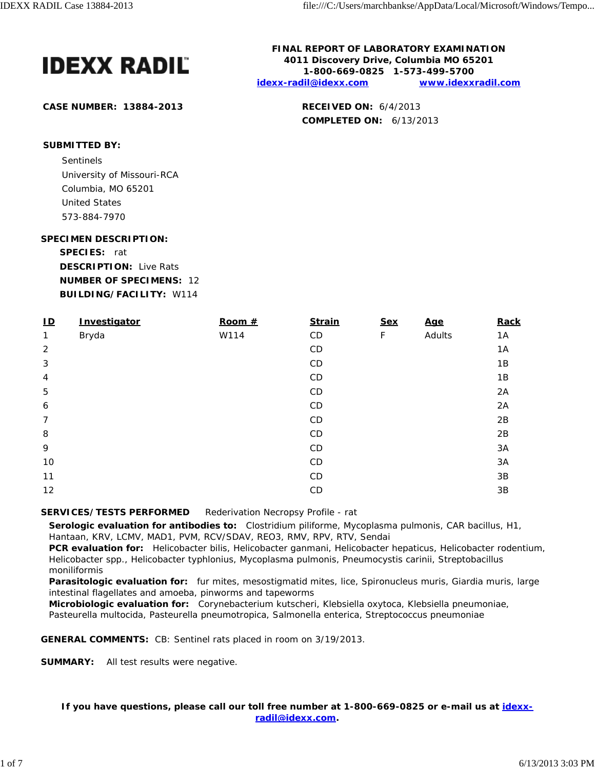# IDEXX RADIL

**FINAL REPORT OF LABORATORY EXAMINATION**
**4011 Discovery Drive, Columbia MO 65201**
**1-800-669-0825 1-573-499-5700**
**idexx-radil@idexx.com** **www.idexxradil.com**

**CASE NUMBER:** 13884-2013

**RECEIVED ON:** 6/4/2013
**COMPLETED ON:** 6/13/2013

**SUBMITTED BY:**

Sentinels
University of Missouri-RCA
Columbia, MO 65201
United States
573-884-7970

**SPECIMEN DESCRIPTION:**

**SPECIES:** rat
**DESCRIPTION:** Live Rats
**NUMBER OF SPECIMENS:** 12
**BUILDING/FACILITY:** W114

| ID | Investigator | Room # | Strain | Sex | Age | Rack |
|---|---|---|---|---|---|---|
| 1 | Bryda | W114 | CD | F | Adults | 1A |
| 2 | | | CD | | | 1A |
| 3 | | | CD | | | 1B |
| 4 | | | CD | | | 1B |
| 5 | | | CD | | | 2A |
| 6 | | | CD | | | 2A |
| 7 | | | CD | | | 2B |
| 8 | | | CD | | | 2B |
| 9 | | | CD | | | 3A |
| 10 | | | CD | | | 3A |
| 11 | | | CD | | | 3B |
| 12 | | | CD | | | 3B |

**SERVICES/TESTS PERFORMED** Rederivation Necropsy Profile - rat

**Serologic evaluation for antibodies to:** Clostridium piliforme, Mycoplasma pulmonis, CAR bacillus, H1, Hantaan, KRV, LCMV, MAD1, PVM, RCV/SDAV, REO3, RMV, RPV, RTV, Sendai
**PCR evaluation for:** Helicobacter bilis, Helicobacter ganmani, Helicobacter hepaticus, Helicobacter rodentium, Helicobacter spp., Helicobacter typhlonius, Mycoplasma pulmonis, Pneumocystis carinii, Streptobacillus moniliformis
**Parasitologic evaluation for:** fur mites, mesostigmatid mites, lice, Spironucleus muris, Giardia muris, large intestinal flagellates and amoeba, pinworms and tapeworms
**Microbiologic evaluation for:** Corynebacterium kutscheri, Klebsiella oxytoca, Klebsiella pneumoniae, Pasteurella multocida, Pasteurella pneumotropica, Salmonella enterica, Streptococcus pneumoniae

**GENERAL COMMENTS:** CB: Sentinel rats placed in room on 3/19/2013.

**SUMMARY:** All test results were negative.

**If you have questions, please call our toll free number at 1-800-669-0825 or e-mail us at idexx-radil@idexx.com.**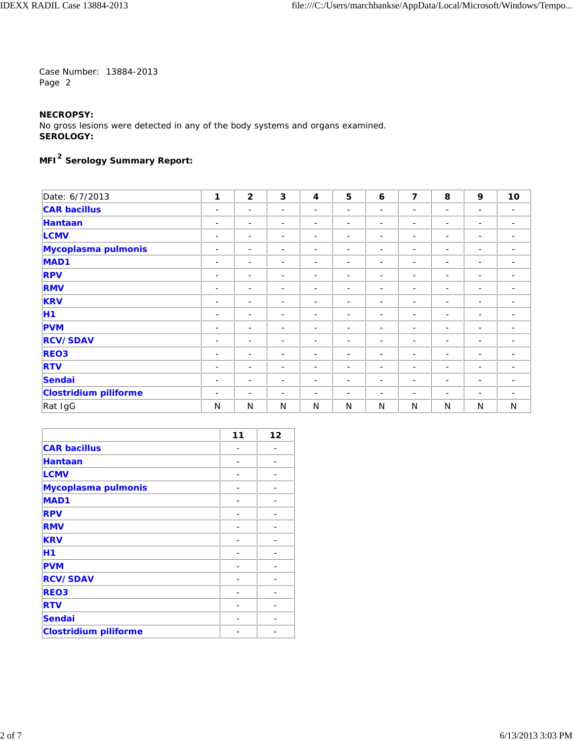Case Number: 13884-2013
Page 2

**NECROPSY:**
No gross lesions were detected in any of the body systems and organs examined.
**SEROLOGY:**

**MFI[2] Serology Summary Report:**

| Date: 6/7/2013 | 1 | 2 | 3 | 4 | 5 | 6 | 7 | 8 | 9 | 10 |
|---|---|---|---|---|---|---|---|---|---|---|
| **CAR bacillus** | - | - | - | - | - | - | - | - | - | - |
| **Hantaan** | - | - | - | - | - | - | - | - | - | - |
| **LCMV** | - | - | - | - | - | - | - | - | - | - |
| **Mycoplasma pulmonis** | - | - | - | - | - | - | - | - | - | - |
| **MAD1** | - | - | - | - | - | - | - | - | - | - |
| **RPV** | - | - | - | - | - | - | - | - | - | - |
| **RMV** | - | - | - | - | - | - | - | - | - | - |
| **KRV** | - | - | - | - | - | - | - | - | - | - |
| **H1** | - | - | - | - | - | - | - | - | - | - |
| **PVM** | - | - | - | - | - | - | - | - | - | - |
| **RCV/SDAV** | - | - | - | - | - | - | - | - | - | - |
| **REO3** | - | - | - | - | - | - | - | - | - | - |
| **RTV** | - | - | - | - | - | - | - | - | - | - |
| **Sendai** | - | - | - | - | - | - | - | - | - | - |
| **Clostridium piliforme** | - | - | - | - | - | - | - | - | - | - |
| Rat IgG | N | N | N | N | N | N | N | N | N | N |

| | 11 | 12 |
|---|---|---|
| **CAR bacillus** | - | - |
| **Hantaan** | - | - |
| **LCMV** | - | - |
| **Mycoplasma pulmonis** | - | - |
| **MAD1** | - | - |
| **RPV** | - | - |
| **RMV** | - | - |
| **KRV** | - | - |
| **H1** | - | - |
| **PVM** | - | - |
| **RCV/SDAV** | - | - |
| **REO3** | - | - |
| **RTV** | - | - |
| **Sendai** | - | - |
| **Clostridium piliforme** | - | - |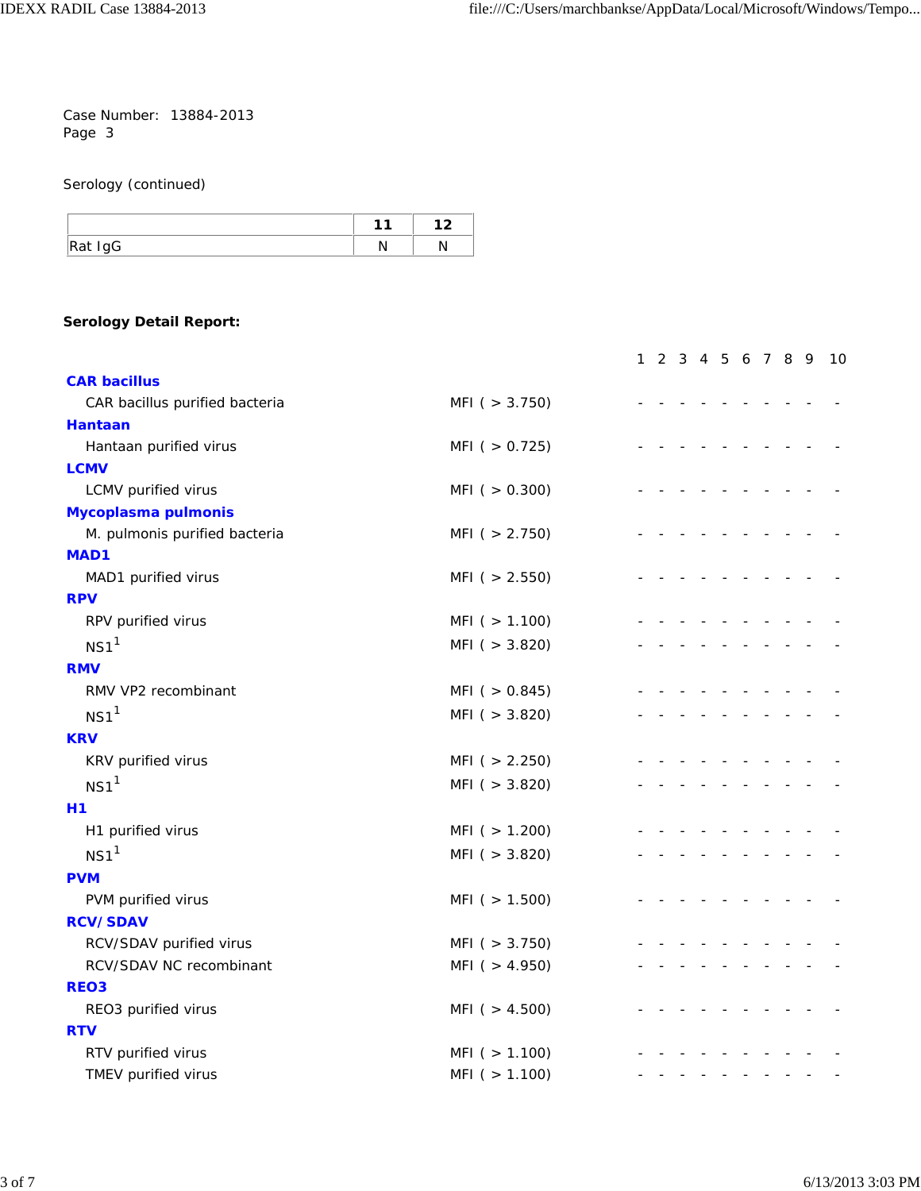Case Number: 13884-2013
Page 3

Serology (continued)

| | 11 | 12 |
|---|---|---|
| Rat IgG | N | N |

**Serology Detail Report:**

| | | 1 | 2 | 3 | 4 | 5 | 6 | 7 | 8 | 9 | 10 |
|---|---|---|---|---|---|---|---|---|---|---|---|
| **CAR bacillus** | | | | | | | | | | | |
| CAR bacillus purified bacteria | MFI ( > 3.750) | - | - | - | - | - | - | - | - | - | - |
| **Hantaan** | | | | | | | | | | | |
| Hantaan purified virus | MFI ( > 0.725) | - | - | - | - | - | - | - | - | - | - |
| **LCMV** | | | | | | | | | | | |
| LCMV purified virus | MFI ( > 0.300) | - | - | - | - | - | - | - | - | - | - |
| **Mycoplasma pulmonis** | | | | | | | | | | | |
| M. pulmonis purified bacteria | MFI ( > 2.750) | - | - | - | - | - | - | - | - | - | - |
| **MAD1** | | | | | | | | | | | |
| MAD1 purified virus | MFI ( > 2.550) | - | - | - | - | - | - | - | - | - | - |
| **RPV** | | | | | | | | | | | |
| RPV purified virus | MFI ( > 1.100) | - | - | - | - | - | - | - | - | - | - |
| NS1[1] | MFI ( > 3.820) | - | - | - | - | - | - | - | - | - | - |
| **RMV** | | | | | | | | | | | |
| RMV VP2 recombinant | MFI ( > 0.845) | - | - | - | - | - | - | - | - | - | - |
| NS1[1] | MFI ( > 3.820) | - | - | - | - | - | - | - | - | - | - |
| **KRV** | | | | | | | | | | | |
| KRV purified virus | MFI ( > 2.250) | - | - | - | - | - | - | - | - | - | - |
| NS1[1] | MFI ( > 3.820) | - | - | - | - | - | - | - | - | - | - |
| **H1** | | | | | | | | | | | |
| H1 purified virus | MFI ( > 1.200) | - | - | - | - | - | - | - | - | - | - |
| NS1[1] | MFI ( > 3.820) | - | - | - | - | - | - | - | - | - | - |
| **PVM** | | | | | | | | | | | |
| PVM purified virus | MFI ( > 1.500) | - | - | - | - | - | - | - | - | - | - |
| **RCV/SDAV** | | | | | | | | | | | |
| RCV/SDAV purified virus | MFI ( > 3.750) | - | - | - | - | - | - | - | - | - | - |
| RCV/SDAV NC recombinant | MFI ( > 4.950) | - | - | - | - | - | - | - | - | - | - |
| **REO3** | | | | | | | | | | | |
| REO3 purified virus | MFI ( > 4.500) | - | - | - | - | - | - | - | - | - | - |
| **RTV** | | | | | | | | | | | |
| RTV purified virus | MFI ( > 1.100) | - | - | - | - | - | - | - | - | - | - |
| TMEV purified virus | MFI ( > 1.100) | - | - | - | - | - | - | - | - | - | - |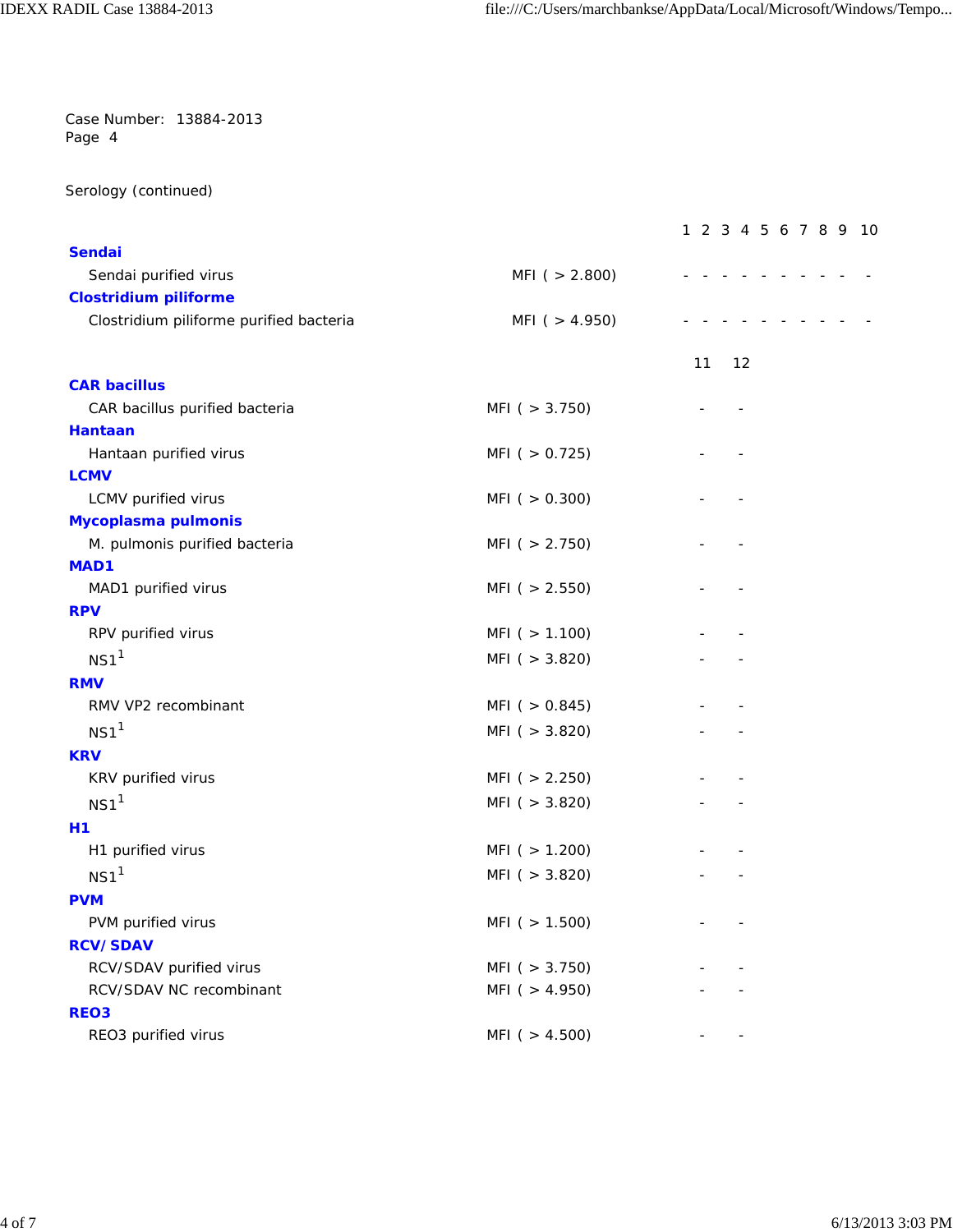Case Number: 13884-2013
Page 4

Serology (continued)

| | | 1 | 2 | 3 | 4 | 5 | 6 | 7 | 8 | 9 | 10 |
|---|---|---|---|---|---|---|---|---|---|---|---|
| **Sendai** | | | | | | | | | | | |
| Sendai purified virus | MFI ( > 2.800) | - | - | - | - | - | - | - | - | - | - |
| **Clostridium piliforme** | | | | | | | | | | | |
| Clostridium piliforme purified bacteria | MFI ( > 4.950) | - | - | - | - | - | - | - | - | - | - |

| | | 11 | 12 |
|---|---|---|---|
| **CAR bacillus** | | | |
| CAR bacillus purified bacteria | MFI ( > 3.750) | - | - |
| **Hantaan** | | | |
| Hantaan purified virus | MFI ( > 0.725) | - | - |
| **LCMV** | | | |
| LCMV purified virus | MFI ( > 0.300) | - | - |
| **Mycoplasma pulmonis** | | | |
| M. pulmonis purified bacteria | MFI ( > 2.750) | - | - |
| **MAD1** | | | |
| MAD1 purified virus | MFI ( > 2.550) | - | - |
| **RPV** | | | |
| RPV purified virus | MFI ( > 1.100) | - | - |
| NS1[1] | MFI ( > 3.820) | - | - |
| **RMV** | | | |
| RMV VP2 recombinant | MFI ( > 0.845) | - | - |
| NS1[1] | MFI ( > 3.820) | - | - |
| **KRV** | | | |
| KRV purified virus | MFI ( > 2.250) | - | - |
| NS1[1] | MFI ( > 3.820) | - | - |
| **H1** | | | |
| H1 purified virus | MFI ( > 1.200) | - | - |
| NS1[1] | MFI ( > 3.820) | - | - |
| **PVM** | | | |
| PVM purified virus | MFI ( > 1.500) | - | - |
| **RCV/ SDAV** | | | |
| RCV/SDAV purified virus | MFI ( > 3.750) | - | - |
| RCV/SDAV NC recombinant | MFI ( > 4.950) | - | - |
| **REO3** | | | |
| REO3 purified virus | MFI ( > 4.500) | - | - |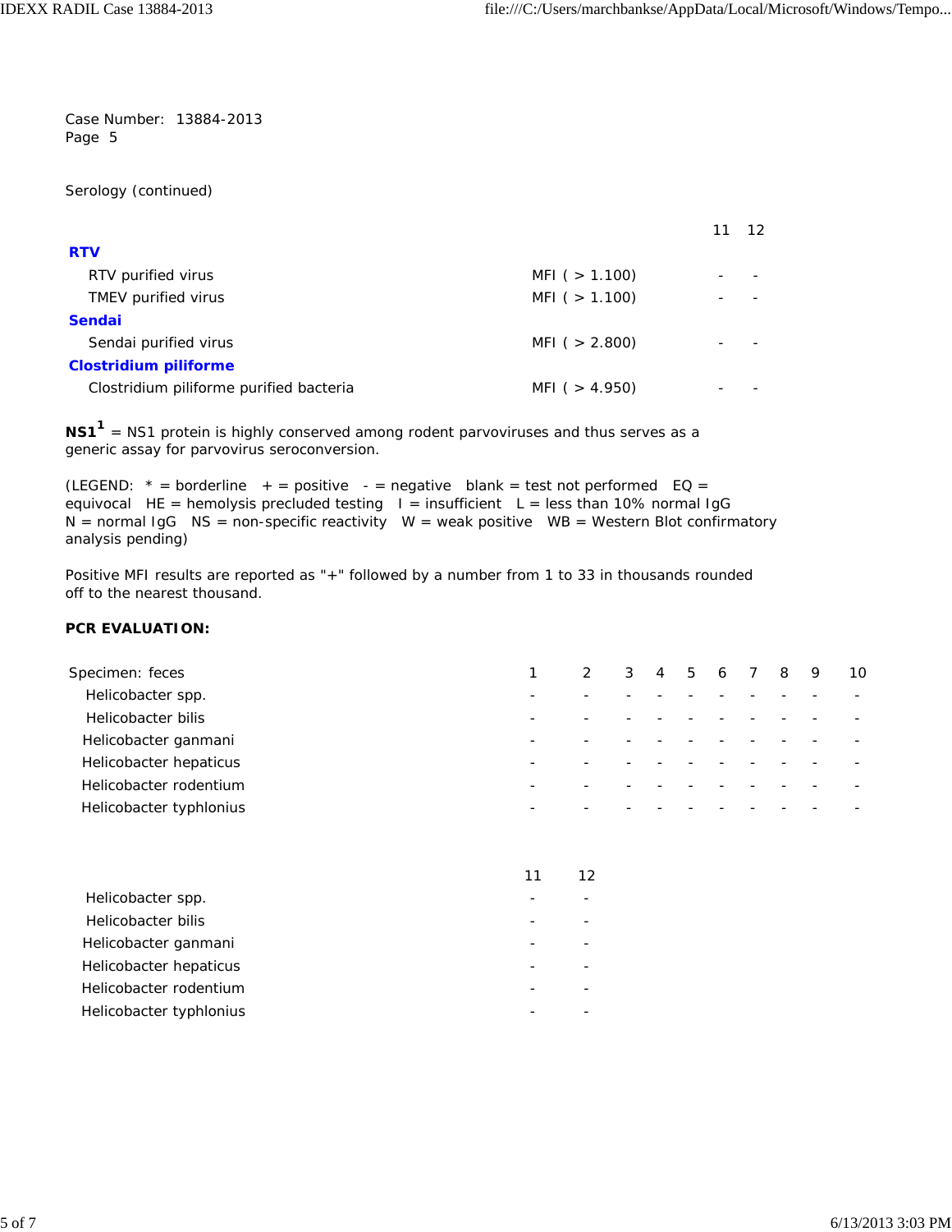Case Number: 13884-2013
Page 5

Serology (continued)

| | | 11 | 12 |
|---|---|---|---|
| **RTV** | | | |
| RTV purified virus | MFI ( > 1.100) | - | - |
| TMEV purified virus | MFI ( > 1.100) | - | - |
| **Sendai** | | | |
| Sendai purified virus | MFI ( > 2.800) | - | - |
| **Clostridium piliforme** | | | |
| Clostridium piliforme purified bacteria | MFI ( > 4.950) | - | - |

**NS1**[1] = NS1 protein is highly conserved among rodent parvoviruses and thus serves as a generic assay for parvovirus seroconversion.

(LEGEND: * = borderline + = positive - = negative blank = test not performed EQ = equivocal HE = hemolysis precluded testing I = insufficient L = less than 10% normal IgG N = normal IgG NS = non-specific reactivity W = weak positive WB = Western Blot confirmatory analysis pending)

Positive MFI results are reported as "+" followed by a number from 1 to 33 in thousands rounded off to the nearest thousand.

**PCR EVALUATION:**

| Specimen: feces | 1 | 2 | 3 | 4 | 5 | 6 | 7 | 8 | 9 | 10 |
|---|---|---|---|---|---|---|---|---|---|---|
| Helicobacter spp. | - | - | - | - | - | - | - | - | - | - |
| Helicobacter bilis | - | - | - | - | - | - | - | - | - | - |
| Helicobacter ganmani | - | - | - | - | - | - | - | - | - | - |
| Helicobacter hepaticus | - | - | - | - | - | - | - | - | - | - |
| Helicobacter rodentium | - | - | - | - | - | - | - | - | - | - |
| Helicobacter typhlonius | - | - | - | - | - | - | - | - | - | - |

| | 11 | 12 |
|---|---|---|
| Helicobacter spp. | - | - |
| Helicobacter bilis | - | - |
| Helicobacter ganmani | - | - |
| Helicobacter hepaticus | - | - |
| Helicobacter rodentium | - | - |
| Helicobacter typhlonius | - | - |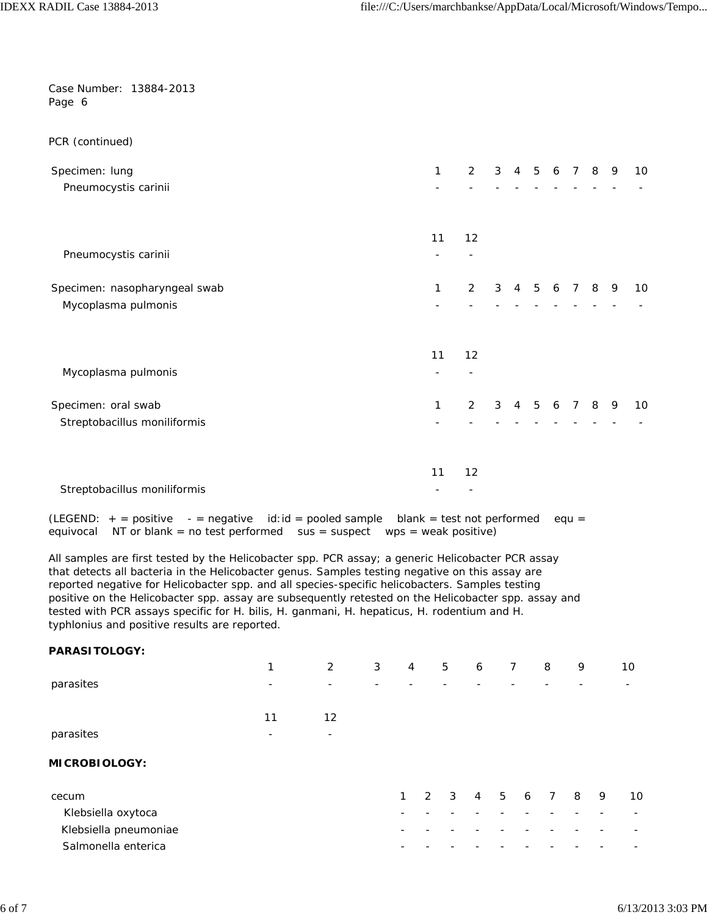Case Number: 13884-2013
Page 6

PCR (continued)

| Specimen: lung | 1 | 2 | 3 | 4 | 5 | 6 | 7 | 8 | 9 | 10 |
|---|---|---|---|---|---|---|---|---|---|---|
| Pneumocystis carinii | - | - | - | - | - | - | - | - | - | - |

| | 11 | 12 |
|---|---|---|
| Pneumocystis carinii | - | - |

| Specimen: nasopharyngeal swab | 1 | 2 | 3 | 4 | 5 | 6 | 7 | 8 | 9 | 10 |
|---|---|---|---|---|---|---|---|---|---|---|
| Mycoplasma pulmonis | - | - | - | - | - | - | - | - | - | - |

| | 11 | 12 |
|---|---|---|
| Mycoplasma pulmonis | - | - |

| Specimen: oral swab | 1 | 2 | 3 | 4 | 5 | 6 | 7 | 8 | 9 | 10 |
|---|---|---|---|---|---|---|---|---|---|---|
| Streptobacillus moniliformis | - | - | - | - | - | - | - | - | - | - |

| | 11 | 12 |
|---|---|---|
| Streptobacillus moniliformis | - | - |

(LEGEND: + = positive - = negative id:id = pooled sample blank = test not performed equ = equivocal NT or blank = no test performed sus = suspect wps = weak positive)

All samples are first tested by the Helicobacter spp. PCR assay; a generic Helicobacter PCR assay that detects all bacteria in the Helicobacter genus. Samples testing negative on this assay are reported negative for Helicobacter spp. and all species-specific helicobacters. Samples testing positive on the Helicobacter spp. assay are subsequently retested on the Helicobacter spp. assay and tested with PCR assays specific for H. bilis, H. ganmani, H. hepaticus, H. rodentium and H. typhlonius and positive results are reported.

**PARASITOLOGY:**

| | 1 | 2 | 3 | 4 | 5 | 6 | 7 | 8 | 9 | 10 |
|---|---|---|---|---|---|---|---|---|---|---|
| parasites | - | - | - | - | - | - | - | - | - | - |

| | 11 | 12 |
|---|---|---|
| parasites | - | - |

**MICROBIOLOGY:**

| cecum | 1 | 2 | 3 | 4 | 5 | 6 | 7 | 8 | 9 | 10 |
|---|---|---|---|---|---|---|---|---|---|---|
| Klebsiella oxytoca | - | - | - | - | - | - | - | - | - | - |
| Klebsiella pneumoniae | - | - | - | - | - | - | - | - | - | - |
| Salmonella enterica | - | - | - | - | - | - | - | - | - | - |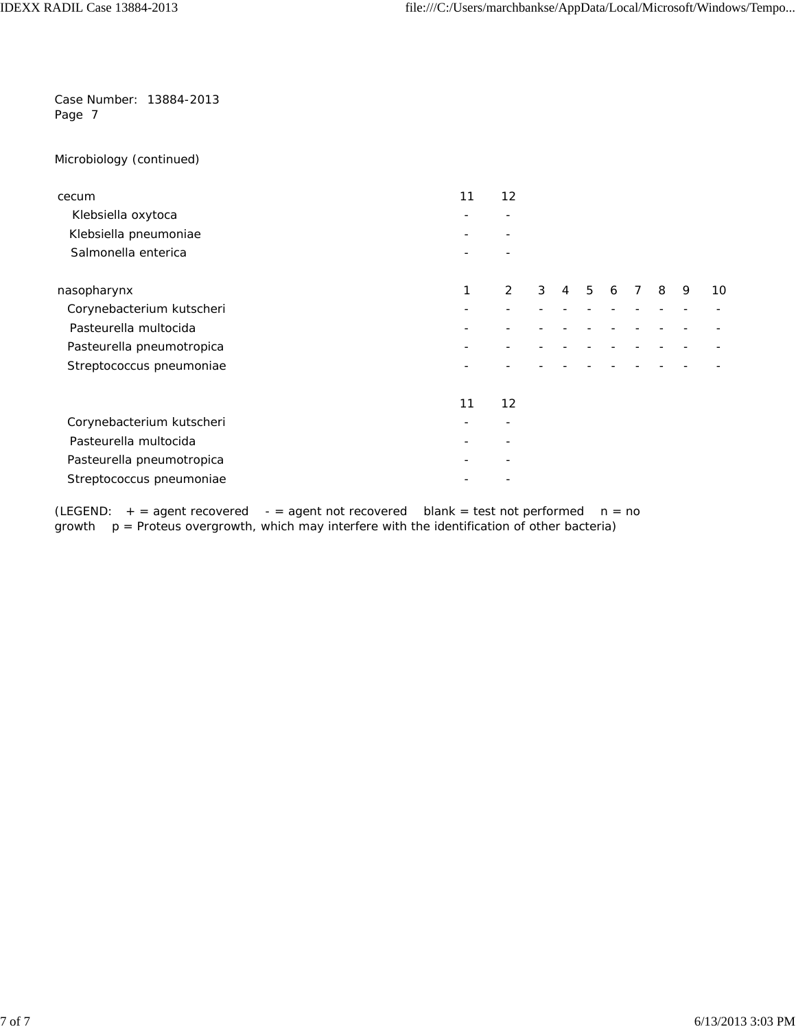Case Number: 13884-2013
Page 7

Microbiology (continued)

| cecum | 11 | 12 |
|---|---|---|
| Klebsiella oxytoca | - | - |
| Klebsiella pneumoniae | - | - |
| Salmonella enterica | - | - |

| nasopharynx | 1 | 2 | 3 | 4 | 5 | 6 | 7 | 8 | 9 | 10 |
|---|---|---|---|---|---|---|---|---|---|---|
| Corynebacterium kutscheri | - | - | - | - | - | - | - | - | - | - |
| Pasteurella multocida | - | - | - | - | - | - | - | - | - | - |
| Pasteurella pneumotropica | - | - | - | - | - | - | - | - | - | - |
| Streptococcus pneumoniae | - | - | - | - | - | - | - | - | - | - |

| | 11 | 12 |
|---|---|---|
| Corynebacterium kutscheri | - | - |
| Pasteurella multocida | - | - |
| Pasteurella pneumotropica | - | - |
| Streptococcus pneumoniae | - | - |

(LEGEND: + = agent recovered - = agent not recovered blank = test not performed n = no growth p = Proteus overgrowth, which may interfere with the identification of other bacteria)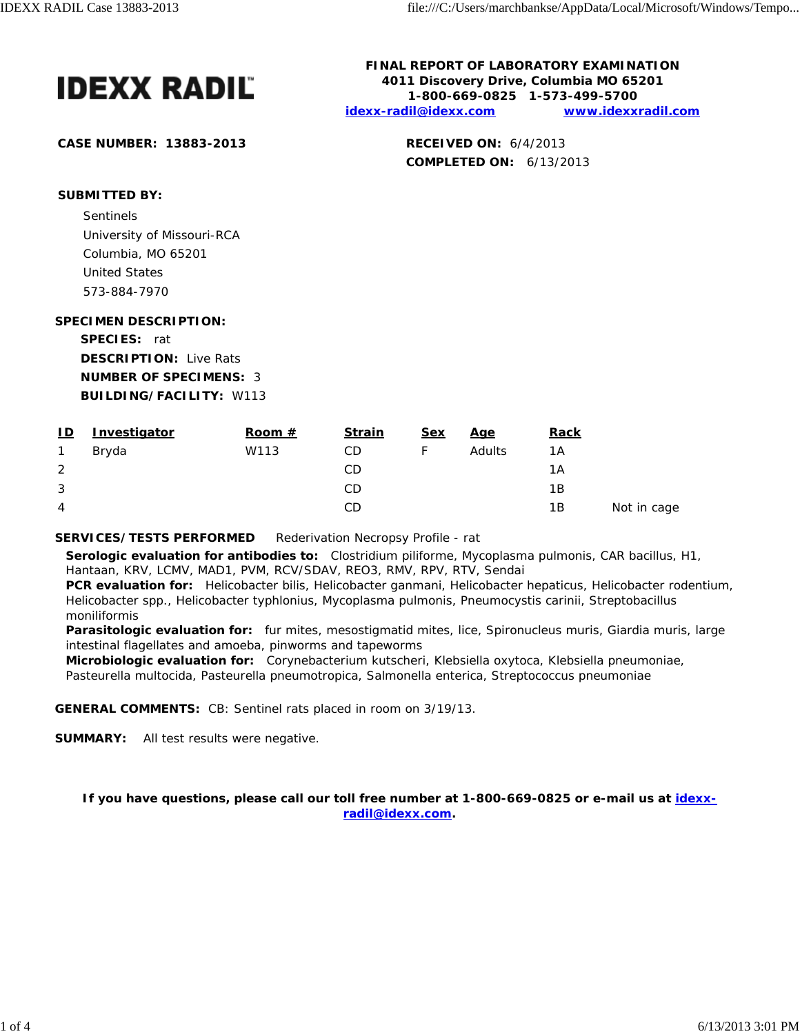**IDEXX RADIL**

**FINAL REPORT OF LABORATORY EXAMINATION**
**4011 Discovery Drive, Columbia MO 65201**
**1-800-669-0825 1-573-499-5700**
**idexx-radil@idexx.com** **www.idexxradil.com**

**CASE NUMBER:** 13883-2013

**RECEIVED ON:** 6/4/2013
**COMPLETED ON:** 6/13/2013

**SUBMITTED BY:**

Sentinels
University of Missouri-RCA
Columbia, MO 65201
United States
573-884-7970

**SPECIMEN DESCRIPTION:**

**SPECIES:** rat
**DESCRIPTION:** Live Rats
**NUMBER OF SPECIMENS:** 3
**BUILDING/FACILITY:** W113

| ID | Investigator | Room # | Strain | Sex | Age | Rack | |
|---|---|---|---|---|---|---|---|
| 1 | Bryda | W113 | CD | F | Adults | 1A | |
| 2 | | | CD | | | 1A | |
| 3 | | | CD | | | 1B | |
| 4 | | | CD | | | 1B | Not in cage |

**SERVICES/TESTS PERFORMED** Rederivation Necropsy Profile - rat

**Serologic evaluation for antibodies to:** Clostridium piliforme, Mycoplasma pulmonis, CAR bacillus, H1, Hantaan, KRV, LCMV, MAD1, PVM, RCV/SDAV, REO3, RMV, RPV, RTV, Sendai
**PCR evaluation for:** Helicobacter bilis, Helicobacter ganmani, Helicobacter hepaticus, Helicobacter rodentium, Helicobacter spp., Helicobacter typhlonius, Mycoplasma pulmonis, Pneumocystis carinii, Streptobacillus moniliformis
**Parasitologic evaluation for:** fur mites, mesostigmatid mites, lice, Spironucleus muris, Giardia muris, large intestinal flagellates and amoeba, pinworms and tapeworms
**Microbiologic evaluation for:** Corynebacterium kutscheri, Klebsiella oxytoca, Klebsiella pneumoniae, Pasteurella multocida, Pasteurella pneumotropica, Salmonella enterica, Streptococcus pneumoniae

**GENERAL COMMENTS:** CB: Sentinel rats placed in room on 3/19/13.

**SUMMARY:** All test results were negative.

**If you have questions, please call our toll free number at 1-800-669-0825 or e-mail us at idexx-radil@idexx.com.**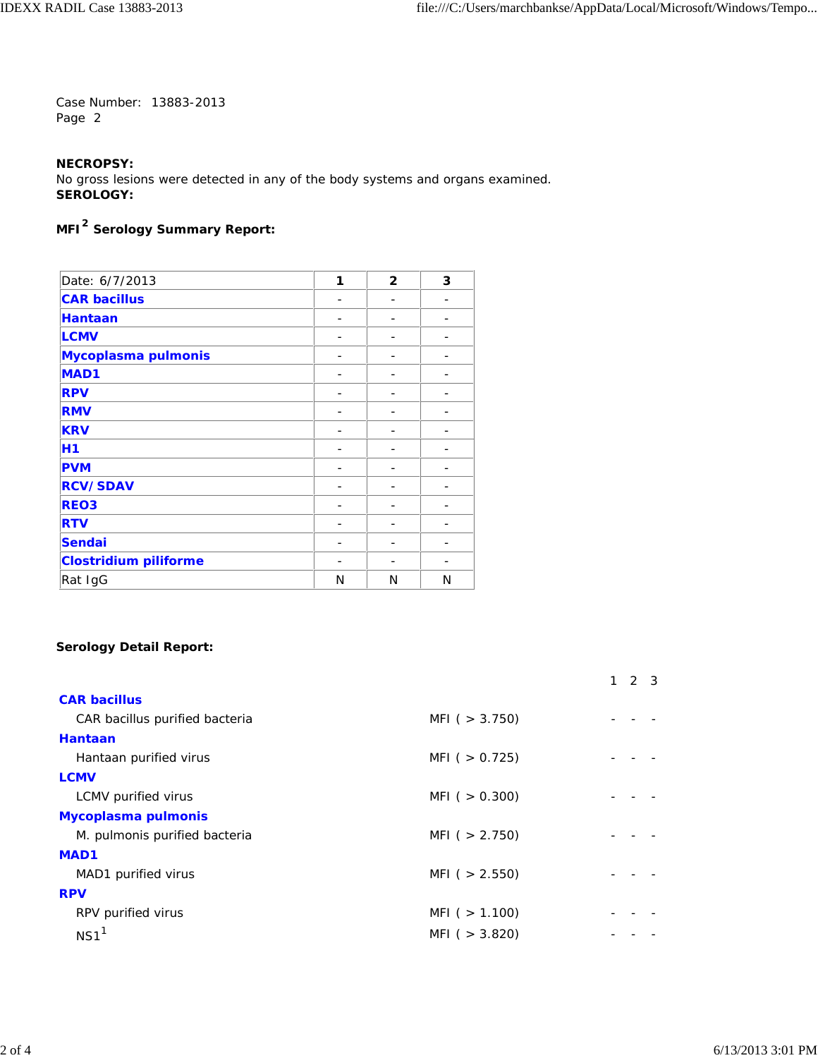Case Number: 13883-2013
Page 2

**NECROPSY:**
No gross lesions were detected in any of the body systems and organs examined.
**SERODOGY:**

**MFI[2] Serology Summary Report:**

| Date: 6/7/2013 | 1 | 2 | 3 |
|---|---|---|---|
| CAR bacillus | - | - | - |
| Hantaan | - | - | - |
| LCMV | - | - | - |
| Mycoplasma pulmonis | - | - | - |
| MAD1 | - | - | - |
| RPV | - | - | - |
| RMV | - | - | - |
| KRV | - | - | - |
| H1 | - | - | - |
| PVM | - | - | - |
| RCV/SDAV | - | - | - |
| REO3 | - | - | - |
| RTV | - | - | - |
| Sendai | - | - | - |
| Clostridium piliforme | - | - | - |
| Rat IgG | N | N | N |

**Serology Detail Report:**

| | | 1 | 2 | 3 |
|---|---|---|---|---|
| **CAR bacillus** | | | | |
| CAR bacillus purified bacteria | MFI ( > 3.750) | - | - | - |
| **Hantaan** | | | | |
| Hantaan purified virus | MFI ( > 0.725) | - | - | - |
| **LCMV** | | | | |
| LCMV purified virus | MFI ( > 0.300) | - | - | - |
| **Mycoplasma pulmonis** | | | | |
| M. pulmonis purified bacteria | MFI ( > 2.750) | - | - | - |
| **MAD1** | | | | |
| MAD1 purified virus | MFI ( > 2.550) | - | - | - |
| **RPV** | | | | |
| RPV purified virus | MFI ( > 1.100) | - | - | - |
| NS1[1] | MFI ( > 3.820) | - | - | - |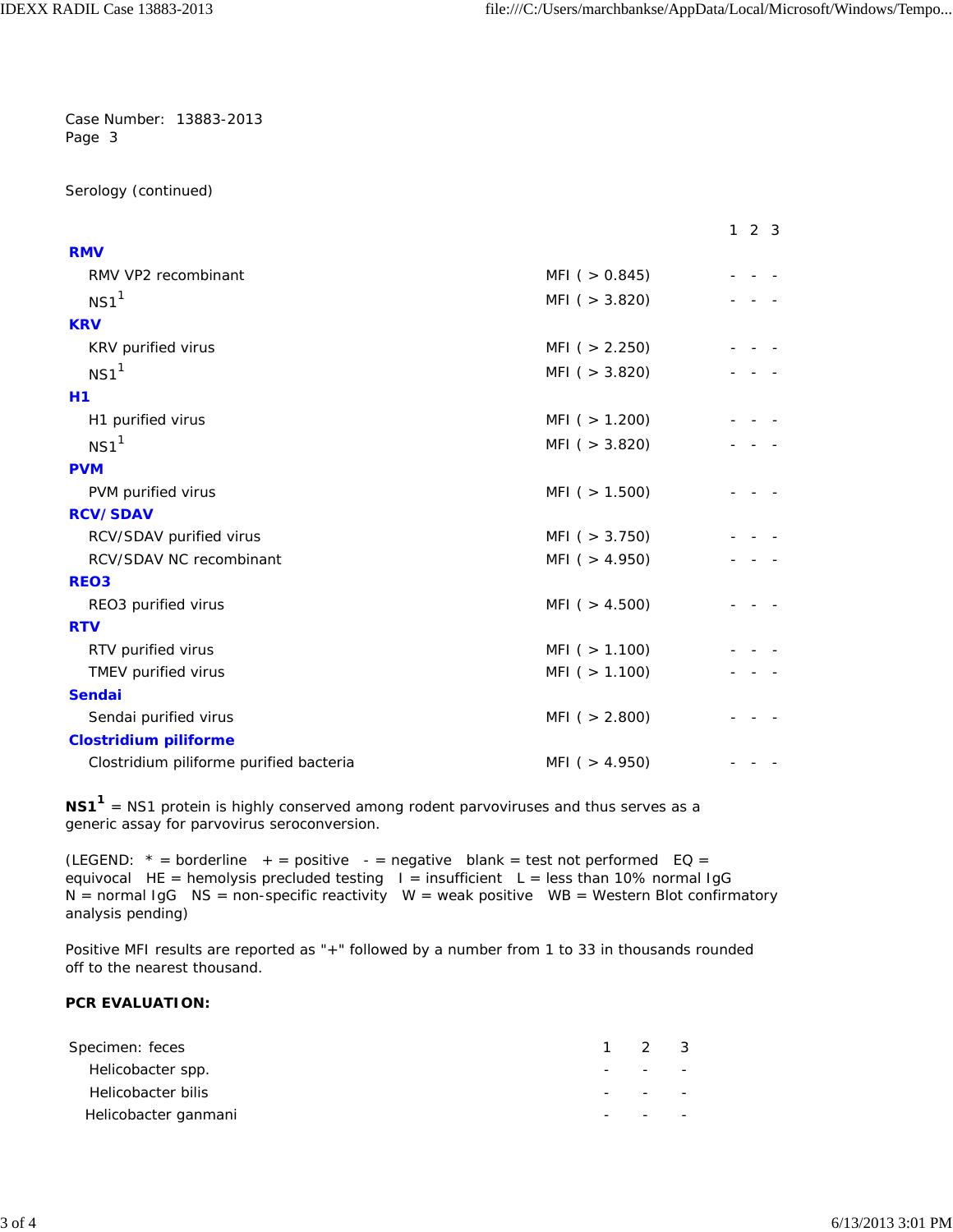Case Number: 13883-2013
Page 3

Serology (continued)

| | | 1 | 2 | 3 |
|---|---|---|---|---|
| **RMV** | | | | |
| RMV VP2 recombinant | MFI ( > 0.845) | - | - | - |
| NS1[1] | MFI ( > 3.820) | - | - | - |
| **KRV** | | | | |
| KRV purified virus | MFI ( > 2.250) | - | - | - |
| NS1[1] | MFI ( > 3.820) | - | - | - |
| **H1** | | | | |
| H1 purified virus | MFI ( > 1.200) | - | - | - |
| NS1[1] | MFI ( > 3.820) | - | - | - |
| **PVM** | | | | |
| PVM purified virus | MFI ( > 1.500) | - | - | - |
| **RCV/SDAV** | | | | |
| RCV/SDAV purified virus | MFI ( > 3.750) | - | - | - |
| RCV/SDAV NC recombinant | MFI ( > 4.950) | - | - | - |
| **REO3** | | | | |
| REO3 purified virus | MFI ( > 4.500) | - | - | - |
| **RTV** | | | | |
| RTV purified virus | MFI ( > 1.100) | - | - | - |
| TMEV purified virus | MFI ( > 1.100) | - | - | - |
| **Sendai** | | | | |
| Sendai purified virus | MFI ( > 2.800) | - | - | - |
| **Clostridium piliforme** | | | | |
| Clostridium piliforme purified bacteria | MFI ( > 4.950) | - | - | - |

**NS1[1]** = NS1 protein is highly conserved among rodent parvoviruses and thus serves as a generic assay for parvovirus seroconversion.

(LEGEND: * = borderline + = positive - = negative blank = test not performed EQ = equivocal HE = hemolysis precluded testing I = insufficient L = less than 10% normal IgG N = normal IgG NS = non-specific reactivity W = weak positive WB = Western Blot confirmatory analysis pending)

Positive MFI results are reported as "+" followed by a number from 1 to 33 in thousands rounded off to the nearest thousand.

**PCR EVALUATION:**

| Specimen: feces | 1 | 2 | 3 |
|---|---|---|---|
| Helicobacter spp. | - | - | - |
| Helicobacter bilis | - | - | - |
| Helicobacter ganmani | - | - | - |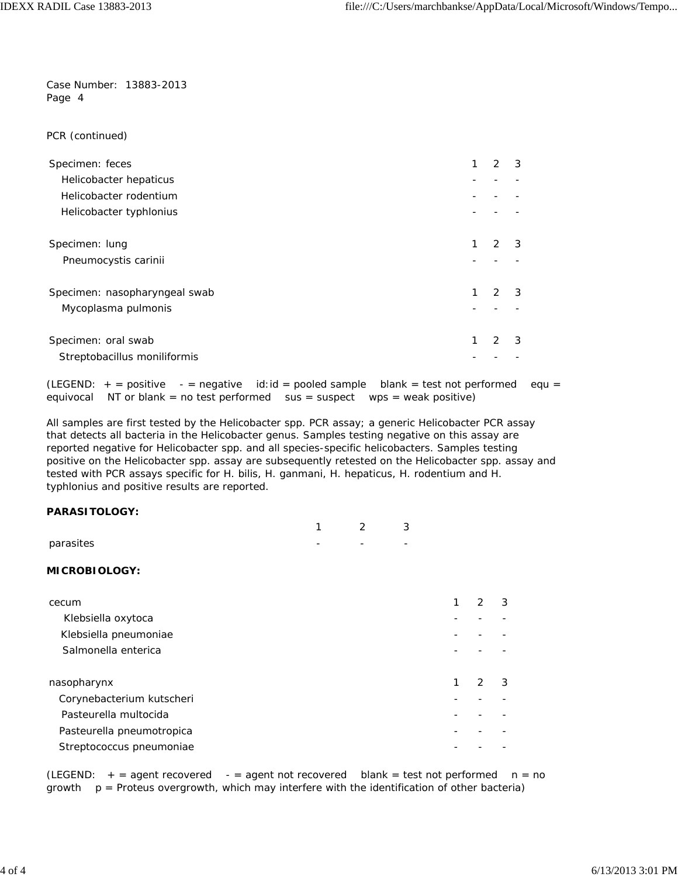Case Number: 13883-2013
Page 4

PCR (continued)

| Specimen: feces | 1 | 2 | 3 |
|---|---|---|---|
| Helicobacter hepaticus | - | - | - |
| Helicobacter rodentium | - | - | - |
| Helicobacter typhlonius | - | - | - |

| Specimen: lung | 1 | 2 | 3 |
|---|---|---|---|
| Pneumocystis carinii | - | - | - |

| Specimen: nasopharyngeal swab | 1 | 2 | 3 |
|---|---|---|---|
| Mycoplasma pulmonis | - | - | - |

| Specimen: oral swab | 1 | 2 | 3 |
|---|---|---|---|
| Streptobacillus moniliformis | - | - | - |

(LEGEND: + = positive - = negative id:id = pooled sample blank = test not performed equ = equivocal NT or blank = no test performed sus = suspect wps = weak positive)

All samples are first tested by the Helicobacter spp. PCR assay; a generic Helicobacter PCR assay that detects all bacteria in the Helicobacter genus. Samples testing negative on this assay are reported negative for Helicobacter spp. and all species-specific helicobacters. Samples testing positive on the Helicobacter spp. assay are subsequently retested on the Helicobacter spp. assay and tested with PCR assays specific for H. bilis, H. ganmani, H. hepaticus, H. rodentium and H. typhlonius and positive results are reported.

**PARASITOLOGY:**

| | 1 | 2 | 3 |
|---|---|---|---|
| parasites | - | - | - |

**MICROBIOLOGY:**

| cecum | 1 | 2 | 3 |
|---|---|---|---|
| Klebsiella oxytoca | - | - | - |
| Klebsiella pneumoniae | - | - | - |
| Salmonella enterica | - | - | - |

| nasopharynx | 1 | 2 | 3 |
|---|---|---|---|
| Corynebacterium kutscheri | - | - | - |
| Pasteurella multocida | - | - | - |
| Pasteurella pneumotropica | - | - | - |
| Streptococcus pneumoniae | - | - | - |

(LEGEND: + = agent recovered - = agent not recovered blank = test not performed n = no growth p = Proteus overgrowth, which may interfere with the identification of other bacteria)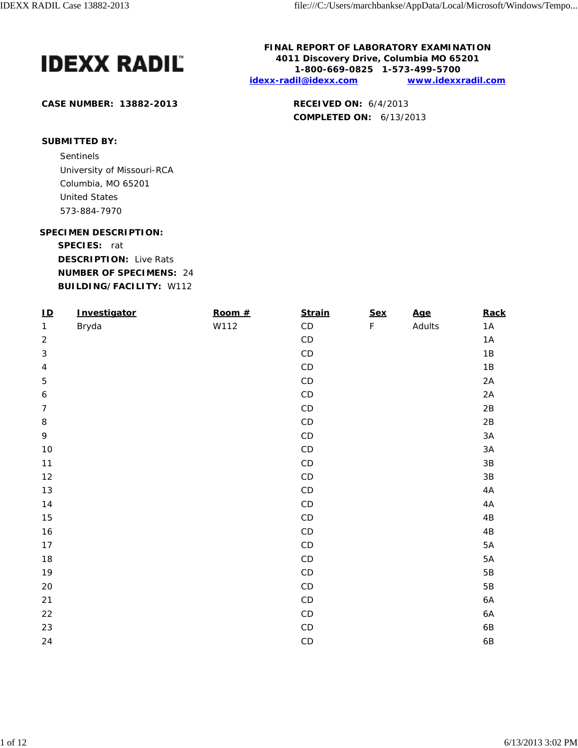**IDEXX RADIL™**

**FINAL REPORT OF LABORATORY EXAMINATION**
**4011 Discovery Drive, Columbia MO 65201**
**1-800-669-0825 1-573-499-5700**
**idexx-radil@idexx.com www.idexxradil.com**

**CASE NUMBER:** **13882-2013**

**RECEIVED ON:** 6/4/2013
**COMPLETED ON:** 6/13/2013

**SUBMITTED BY:**

Sentinels
University of Missouri-RCA
Columbia, MO 65201
United States
573-884-7970

**SPECIMEN DESCRIPTION:**

**SPECIES:** rat
**DESCRIPTION:** Live Rats
**NUMBER OF SPECIMENS:** 24
**BUILDING/FACILITY:** W112

| ID | Investigator | Room # | Strain | Sex | Age | Rack |
|---|---|---|---|---|---|---|
| 1 | Bryda | W112 | CD | F | Adults | 1A |
| 2 | | | CD | | | 1A |
| 3 | | | CD | | | 1B |
| 4 | | | CD | | | 1B |
| 5 | | | CD | | | 2A |
| 6 | | | CD | | | 2A |
| 7 | | | CD | | | 2B |
| 8 | | | CD | | | 2B |
| 9 | | | CD | | | 3A |
| 10 | | | CD | | | 3A |
| 11 | | | CD | | | 3B |
| 12 | | | CD | | | 3B |
| 13 | | | CD | | | 4A |
| 14 | | | CD | | | 4A |
| 15 | | | CD | | | 4B |
| 16 | | | CD | | | 4B |
| 17 | | | CD | | | 5A |
| 18 | | | CD | | | 5A |
| 19 | | | CD | | | 5B |
| 20 | | | CD | | | 5B |
| 21 | | | CD | | | 6A |
| 22 | | | CD | | | 6A |
| 23 | | | CD | | | 6B |
| 24 | | | CD | | | 6B |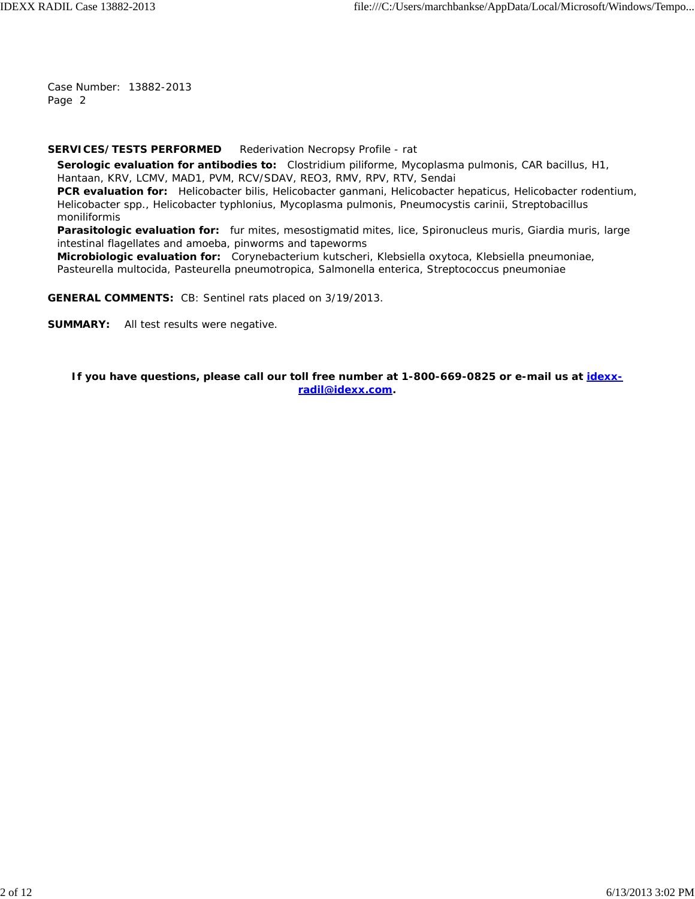Case Number: 13882-2013
Page 2

**SERVICES/TESTS PERFORMED** Rederivation Necropsy Profile - rat

**Serologic evaluation for antibodies to:** Clostridium piliforme, Mycoplasma pulmonis, CAR bacillus, H1, Hantaan, KRV, LCMV, MAD1, PVM, RCV/SDAV, REO3, RMV, RPV, RTV, Sendai

**PCR evaluation for:** Helicobacter bilis, Helicobacter ganmani, Helicobacter hepaticus, Helicobacter rodentium, Helicobacter spp., Helicobacter typhlonius, Mycoplasma pulmonis, Pneumocystis carinii, Streptobacillus moniliformis

**Parasitologic evaluation for:** fur mites, mesostigmatid mites, lice, Spironucleus muris, Giardia muris, large intestinal flagellates and amoeba, pinworms and tapeworms

**Microbiologic evaluation for:** Corynebacterium kutscheri, Klebsiella oxytoca, Klebsiella pneumoniae, Pasteurella multocida, Pasteurella pneumotropica, Salmonella enterica, Streptococcus pneumoniae

**GENERAL COMMENTS:** CB: Sentinel rats placed on 3/19/2013.

**SUMMARY:** All test results were negative.

**If you have questions, please call our toll free number at 1-800-669-0825 or e-mail us at [idexx-radil@idexx.com](mailto:idexx-radil@idexx.com).**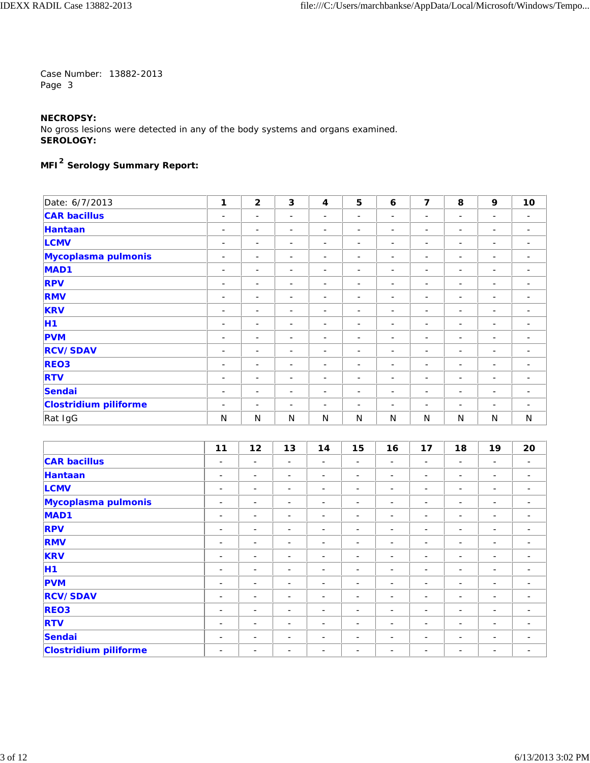Case Number: 13882-2013
Page 3

**NECROPSY:**
No gross lesions were detected in any of the body systems and organs examined.
**SEROLOGY:**

**MFI[2] Serology Summary Report:**

| Date: 6/7/2013 | 1 | 2 | 3 | 4 | 5 | 6 | 7 | 8 | 9 | 10 |
|---|---|---|---|---|---|---|---|---|---|---|
| **CAR bacillus** | - | - | - | - | - | - | - | - | - | - |
| **Hantaan** | - | - | - | - | - | - | - | - | - | - |
| **LCMV** | - | - | - | - | - | - | - | - | - | - |
| **Mycoplasma pulmonis** | - | - | - | - | - | - | - | - | - | - |
| **MAD1** | - | - | - | - | - | - | - | - | - | - |
| **RPV** | - | - | - | - | - | - | - | - | - | - |
| **RMV** | - | - | - | - | - | - | - | - | - | - |
| **KRV** | - | - | - | - | - | - | - | - | - | - |
| **H1** | - | - | - | - | - | - | - | - | - | - |
| **PVM** | - | - | - | - | - | - | - | - | - | - |
| **RCV/SDAV** | - | - | - | - | - | - | - | - | - | - |
| **REO3** | - | - | - | - | - | - | - | - | - | - |
| **RTV** | - | - | - | - | - | - | - | - | - | - |
| **Sendai** | - | - | - | - | - | - | - | - | - | - |
| **Clostridium piliforme** | - | - | - | - | - | - | - | - | - | - |
| Rat IgG | N | N | N | N | N | N | N | N | N | N |

| | 11 | 12 | 13 | 14 | 15 | 16 | 17 | 18 | 19 | 20 |
|---|---|---|---|---|---|---|---|---|---|---|
| **CAR bacillus** | - | - | - | - | - | - | - | - | - | - |
| **Hantaan** | - | - | - | - | - | - | - | - | - | - |
| **LCMV** | - | - | - | - | - | - | - | - | - | - |
| **Mycoplasma pulmonis** | - | - | - | - | - | - | - | - | - | - |
| **MAD1** | - | - | - | - | - | - | - | - | - | - |
| **RPV** | - | - | - | - | - | - | - | - | - | - |
| **RMV** | - | - | - | - | - | - | - | - | - | - |
| **KRV** | - | - | - | - | - | - | - | - | - | - |
| **H1** | - | - | - | - | - | - | - | - | - | - |
| **PVM** | - | - | - | - | - | - | - | - | - | - |
| **RCV/SDAV** | - | - | - | - | - | - | - | - | - | - |
| **REO3** | - | - | - | - | - | - | - | - | - | - |
| **RTV** | - | - | - | - | - | - | - | - | - | - |
| **Sendai** | - | - | - | - | - | - | - | - | - | - |
| **Clostridium piliforme** | - | - | - | - | - | - | - | - | - | - |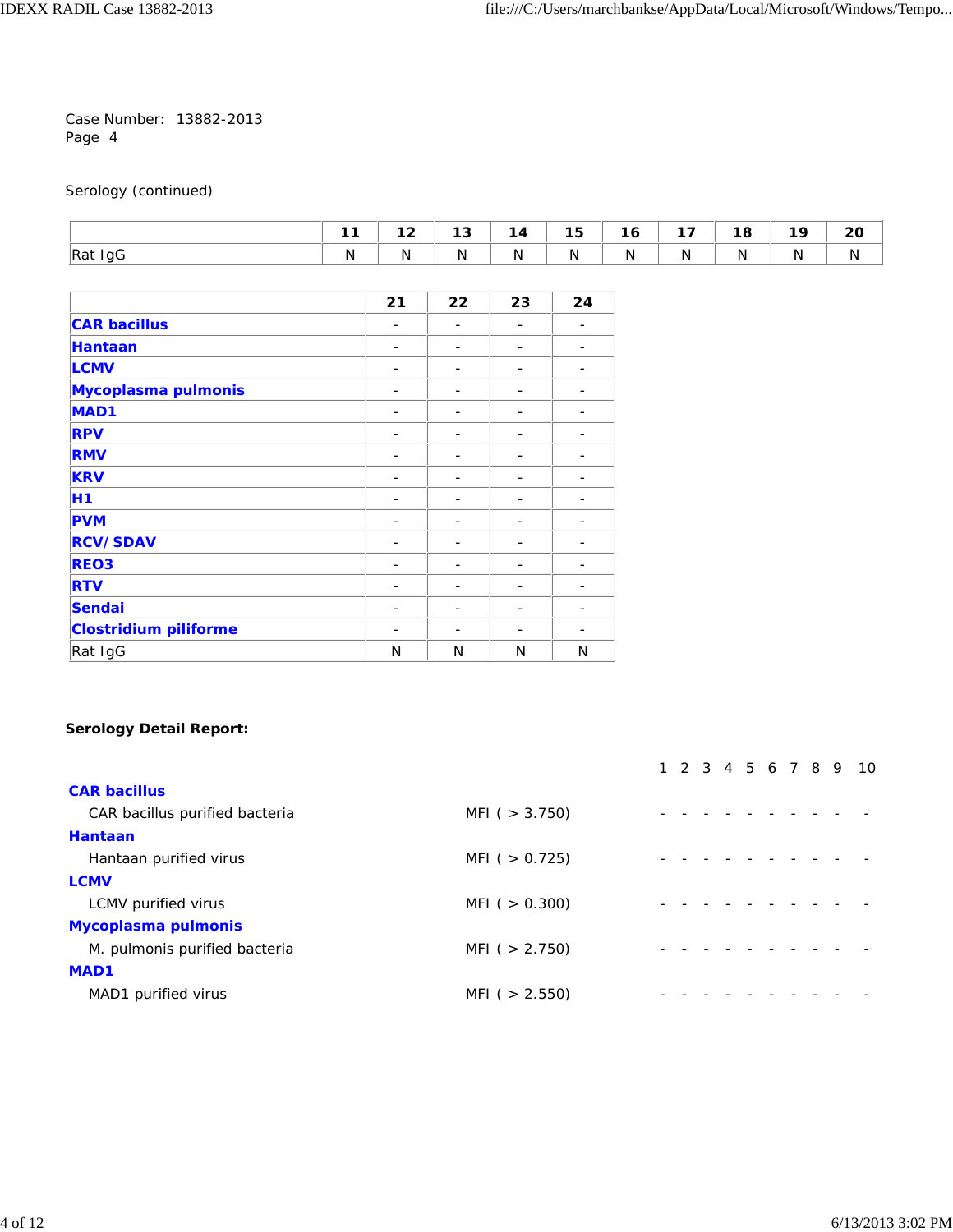Case Number: 13882-2013
Page 4

Serology (continued)

| | 11 | 12 | 13 | 14 | 15 | 16 | 17 | 18 | 19 | 20 |
|---|---|---|---|---|---|---|---|---|---|---|
| Rat IgG | N | N | N | N | N | N | N | N | N | N |

| | 21 | 22 | 23 | 24 |
|---|---|---|---|---|
| **CAR bacillus** | - | - | - | - |
| **Hantaan** | - | - | - | - |
| **LCMV** | - | - | - | - |
| **Mycoplasma pulmonis** | - | - | - | - |
| **MAD1** | - | - | - | - |
| **RPV** | - | - | - | - |
| **RMV** | - | - | - | - |
| **KRV** | - | - | - | - |
| **H1** | - | - | - | - |
| **PVM** | - | - | - | - |
| **RCV/ SDAV** | - | - | - | - |
| **REO3** | - | - | - | - |
| **RTV** | - | - | - | - |
| **Sendai** | - | - | - | - |
| **Clostridium piliforme** | - | - | - | - |
| Rat IgG | N | N | N | N |

**Serology Detail Report:**

| | | 1 | 2 | 3 | 4 | 5 | 6 | 7 | 8 | 9 | 10 |
|---|---|---|---|---|---|---|---|---|---|---|---|
| **CAR bacillus** | | | | | | | | | | | |
| CAR bacillus purified bacteria | MFI ( > 3.750) | - | - | - | - | - | - | - | - | - | - |
| **Hantaan** | | | | | | | | | | | |
| Hantaan purified virus | MFI ( > 0.725) | - | - | - | - | - | - | - | - | - | - |
| **LCMV** | | | | | | | | | | | |
| LCMV purified virus | MFI ( > 0.300) | - | - | - | - | - | - | - | - | - | - |
| **Mycoplasma pulmonis** | | | | | | | | | | | |
| M. pulmonis purified bacteria | MFI ( > 2.750) | - | - | - | - | - | - | - | - | - | - |
| **MAD1** | | | | | | | | | | | |
| MAD1 purified virus | MFI ( > 2.550) | - | - | - | - | - | - | - | - | - | - |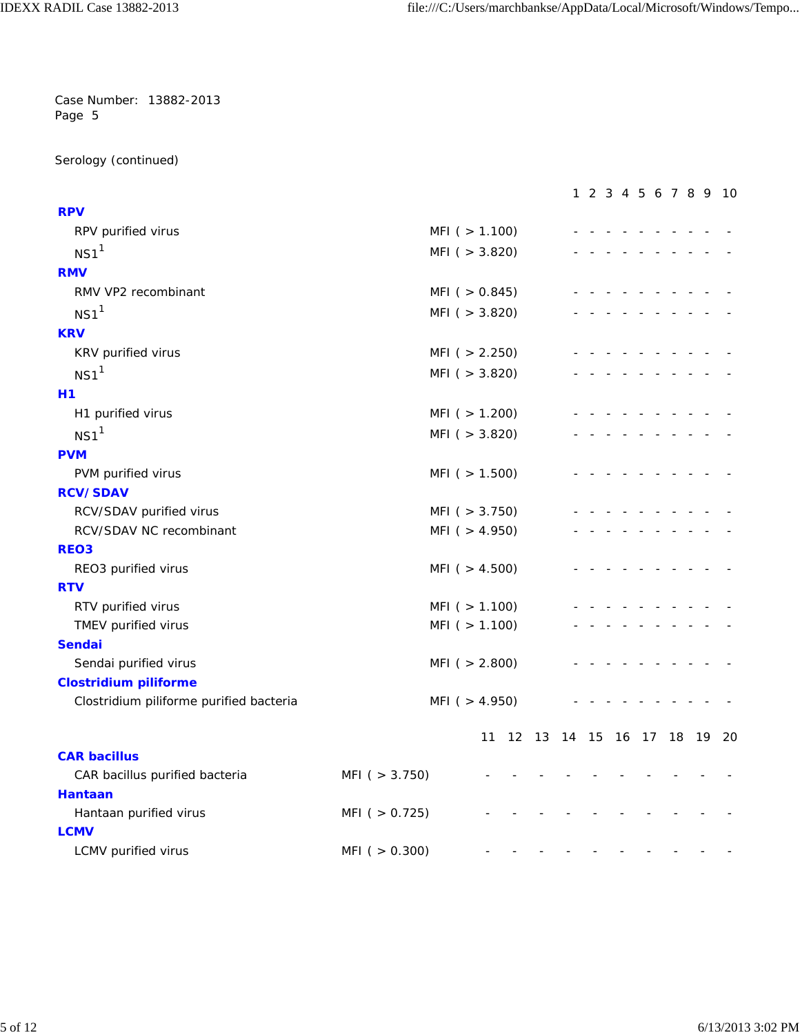Case Number: 13882-2013
Page 5

Serology (continued)

| | | 1 | 2 | 3 | 4 | 5 | 6 | 7 | 8 | 9 | 10 |
|---|---|---|---|---|---|---|---|---|---|---|---|
| **RPV** | | | | | | | | | | | |
| RPV purified virus | MFI ( > 1.100) | - | - | - | - | - | - | - | - | - | - |
| NS1[1] | MFI ( > 3.820) | - | - | - | - | - | - | - | - | - | - |
| **RMV** | | | | | | | | | | | |
| RMV VP2 recombinant | MFI ( > 0.845) | - | - | - | - | - | - | - | - | - | - |
| NS1[1] | MFI ( > 3.820) | - | - | - | - | - | - | - | - | - | - |
| **KRV** | | | | | | | | | | | |
| KRV purified virus | MFI ( > 2.250) | - | - | - | - | - | - | - | - | - | - |
| NS1[1] | MFI ( > 3.820) | - | - | - | - | - | - | - | - | - | - |
| **H1** | | | | | | | | | | | |
| H1 purified virus | MFI ( > 1.200) | - | - | - | - | - | - | - | - | - | - |
| NS1[1] | MFI ( > 3.820) | - | - | - | - | - | - | - | - | - | - |
| **PVM** | | | | | | | | | | | |
| PVM purified virus | MFI ( > 1.500) | - | - | - | - | - | - | - | - | - | - |
| **RCV/ SDAV** | | | | | | | | | | | |
| RCV/SDAV purified virus | MFI ( > 3.750) | - | - | - | - | - | - | - | - | - | - |
| RCV/SDAV NC recombinant | MFI ( > 4.950) | - | - | - | - | - | - | - | - | - | - |
| **REO3** | | | | | | | | | | | |
| REO3 purified virus | MFI ( > 4.500) | - | - | - | - | - | - | - | - | - | - |
| **RTV** | | | | | | | | | | | |
| RTV purified virus | MFI ( > 1.100) | - | - | - | - | - | - | - | - | - | - |
| TMEV purified virus | MFI ( > 1.100) | - | - | - | - | - | - | - | - | - | - |
| **Sendai** | | | | | | | | | | | |
| Sendai purified virus | MFI ( > 2.800) | - | - | - | - | - | - | - | - | - | - |
| **Clostridium piliforme** | | | | | | | | | | | |
| Clostridium piliforme purified bacteria | MFI ( > 4.950) | - | - | - | - | - | - | - | - | - | - |

| | | 11 | 12 | 13 | 14 | 15 | 16 | 17 | 18 | 19 | 20 |
|---|---|---|---|---|---|---|---|---|---|---|---|
| **CAR bacillus** | | | | | | | | | | | |
| CAR bacillus purified bacteria | MFI ( > 3.750) | - | - | - | - | - | - | - | - | - | - |
| **Hantaan** | | | | | | | | | | | |
| Hantaan purified virus | MFI ( > 0.725) | - | - | - | - | - | - | - | - | - | - |
| **LCMV** | | | | | | | | | | | |
| LCMV purified virus | MFI ( > 0.300) | - | - | - | - | - | - | - | - | - | - |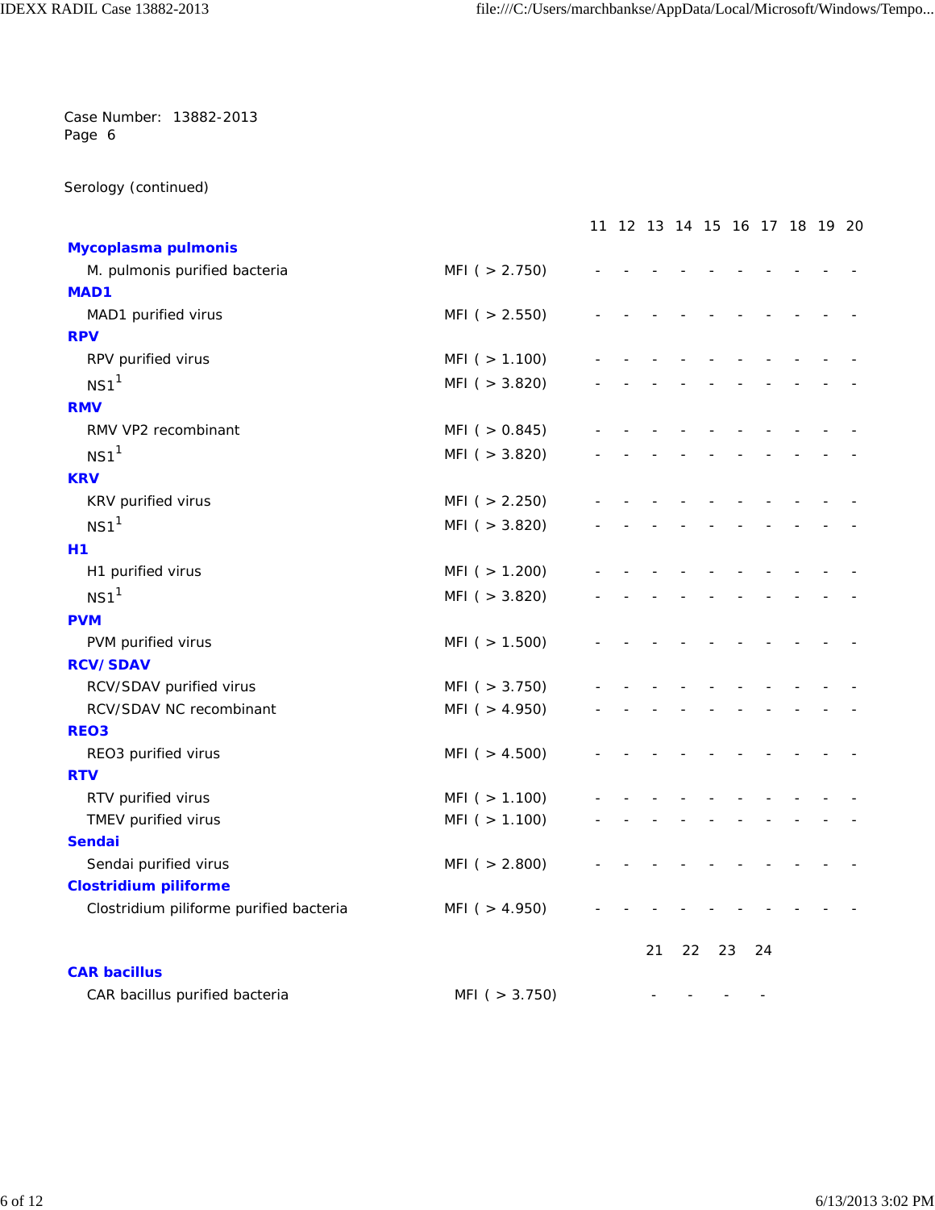Case Number: 13882-2013
Page 6

Serology (continued)

| | | 11 | 12 | 13 | 14 | 15 | 16 | 17 | 18 | 19 | 20 |
|---|---|---|---|---|---|---|---|---|---|---|---|
| **Mycoplasma pulmonis** | | | | | | | | | | | |
| M. pulmonis purified bacteria | MFI ( > 2.750) | - | - | - | - | - | - | - | - | - | - |
| **MAD1** | | | | | | | | | | | |
| MAD1 purified virus | MFI ( > 2.550) | - | - | - | - | - | - | - | - | - | - |
| **RPV** | | | | | | | | | | | |
| RPV purified virus | MFI ( > 1.100) | - | - | - | - | - | - | - | - | - | - |
| NS1[1] | MFI ( > 3.820) | - | - | - | - | - | - | - | - | - | - |
| **RMV** | | | | | | | | | | | |
| RMV VP2 recombinant | MFI ( > 0.845) | - | - | - | - | - | - | - | - | - | - |
| NS1[1] | MFI ( > 3.820) | - | - | - | - | - | - | - | - | - | - |
| **KRV** | | | | | | | | | | | |
| KRV purified virus | MFI ( > 2.250) | - | - | - | - | - | - | - | - | - | - |
| NS1[1] | MFI ( > 3.820) | - | - | - | - | - | - | - | - | - | - |
| **H1** | | | | | | | | | | | |
| H1 purified virus | MFI ( > 1.200) | - | - | - | - | - | - | - | - | - | - |
| NS1[1] | MFI ( > 3.820) | - | - | - | - | - | - | - | - | - | - |
| **PVM** | | | | | | | | | | | |
| PVM purified virus | MFI ( > 1.500) | - | - | - | - | - | - | - | - | - | - |
| **RCV/ SDAV** | | | | | | | | | | | |
| RCV/SDAV purified virus | MFI ( > 3.750) | - | - | - | - | - | - | - | - | - | - |
| RCV/SDAV NC recombinant | MFI ( > 4.950) | - | - | - | - | - | - | - | - | - | - |
| **REO3** | | | | | | | | | | | |
| REO3 purified virus | MFI ( > 4.500) | - | - | - | - | - | - | - | - | - | - |
| **RTV** | | | | | | | | | | | |
| RTV purified virus | MFI ( > 1.100) | - | - | - | - | - | - | - | - | - | - |
| TMEV purified virus | MFI ( > 1.100) | - | - | - | - | - | - | - | - | - | - |
| **Sendai** | | | | | | | | | | | |
| Sendai purified virus | MFI ( > 2.800) | - | - | - | - | - | - | - | - | - | - |
| **Clostridium piliforme** | | | | | | | | | | | |
| Clostridium piliforme purified bacteria | MFI ( > 4.950) | - | - | - | - | - | - | - | - | - | - |

| | | 21 | 22 | 23 | 24 |
|---|---|---|---|---|---|
| **CAR bacillus** | | | | | |
| CAR bacillus purified bacteria | MFI ( > 3.750) | - | - | - | - |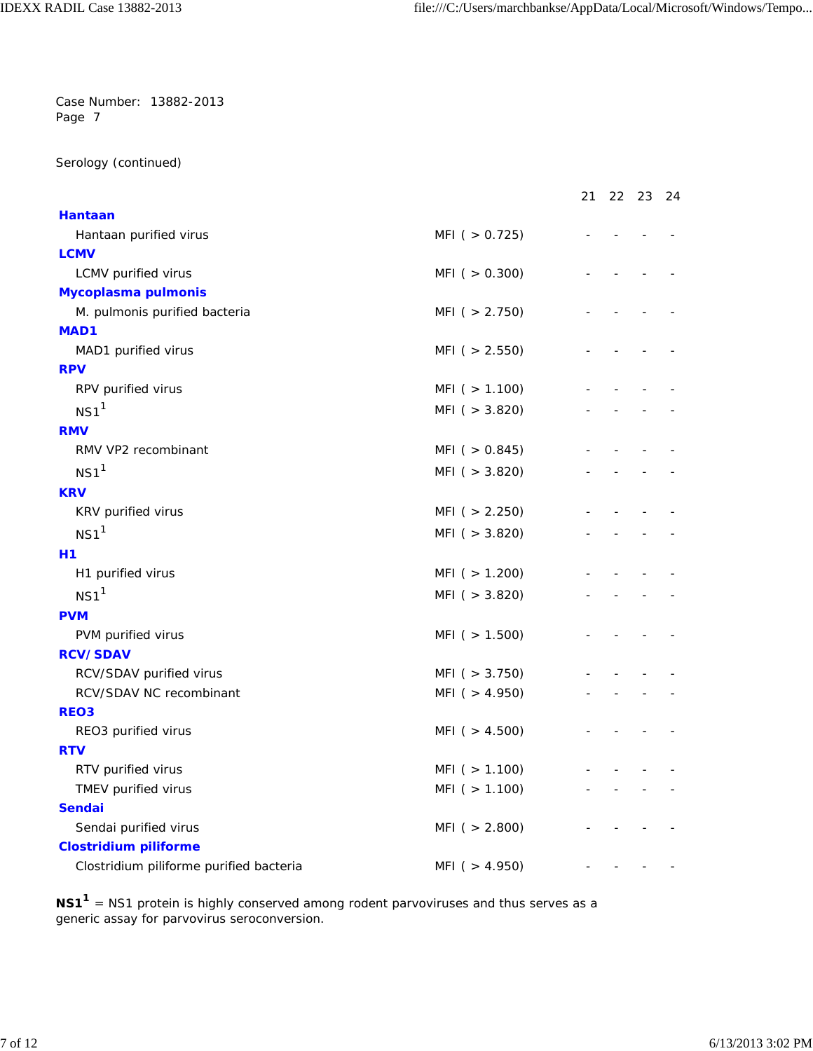Case Number: 13882-2013
Page 7

Serology (continued)

| | | 21 | 22 | 23 | 24 |
|---|---|---|---|---|---|
| **Hantaan** | | | | | |
| Hantaan purified virus | MFI ( > 0.725) | - | - | - | - |
| **LCMV** | | | | | |
| LCMV purified virus | MFI ( > 0.300) | - | - | - | - |
| **Mycoplasma pulmonis** | | | | | |
| M. pulmonis purified bacteria | MFI ( > 2.750) | - | - | - | - |
| **MAD1** | | | | | |
| MAD1 purified virus | MFI ( > 2.550) | - | - | - | - |
| **RPV** | | | | | |
| RPV purified virus | MFI ( > 1.100) | - | - | - | - |
| NS1[1] | MFI ( > 3.820) | - | - | - | - |
| **RMV** | | | | | |
| RMV VP2 recombinant | MFI ( > 0.845) | - | - | - | - |
| NS1[1] | MFI ( > 3.820) | - | - | - | - |
| **KRV** | | | | | |
| KRV purified virus | MFI ( > 2.250) | - | - | - | - |
| NS1[1] | MFI ( > 3.820) | - | - | - | - |
| **H1** | | | | | |
| H1 purified virus | MFI ( > 1.200) | - | - | - | - |
| NS1[1] | MFI ( > 3.820) | - | - | - | - |
| **PVM** | | | | | |
| PVM purified virus | MFI ( > 1.500) | - | - | - | - |
| **RCV/ SDAV** | | | | | |
| RCV/SDAV purified virus | MFI ( > 3.750) | - | - | - | - |
| RCV/SDAV NC recombinant | MFI ( > 4.950) | - | - | - | - |
| **REO3** | | | | | |
| REO3 purified virus | MFI ( > 4.500) | - | - | - | - |
| **RTV** | | | | | |
| RTV purified virus | MFI ( > 1.100) | - | - | - | - |
| TMEV purified virus | MFI ( > 1.100) | - | - | - | - |
| **Sendai** | | | | | |
| Sendai purified virus | MFI ( > 2.800) | - | - | - | - |
| **Clostridium piliforme** | | | | | |
| Clostridium piliforme purified bacteria | MFI ( > 4.950) | - | - | - | - |

**NS1[1]** = NS1 protein is highly conserved among rodent parvoviruses and thus serves as a generic assay for parvovirus seroconversion.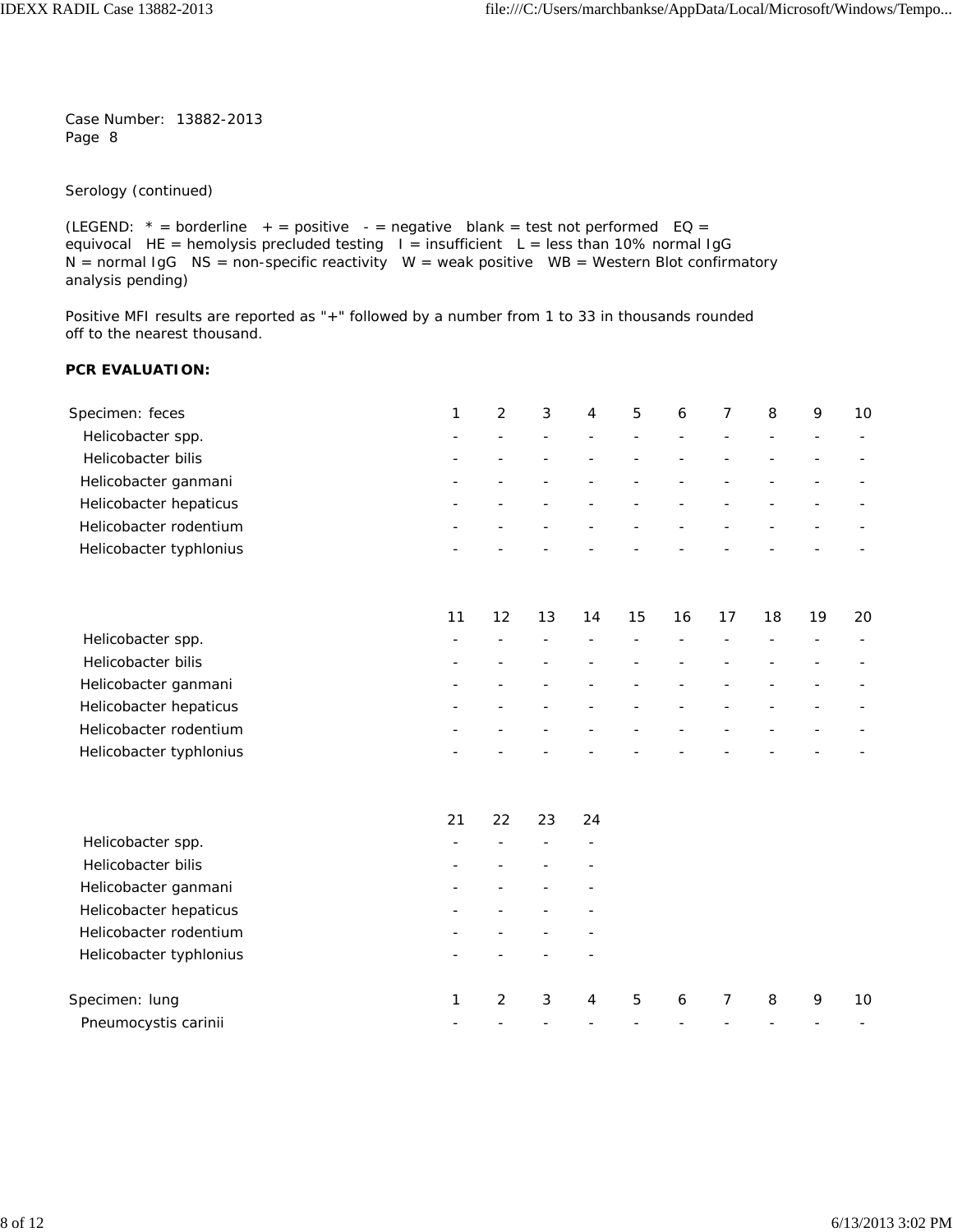Case Number: 13882-2013
Page 8

Serology (continued)

(LEGEND: * = borderline + = positive - = negative blank = test not performed EQ = equivocal HE = hemolysis precluded testing I = insufficient L = less than 10% normal IgG N = normal IgG NS = non-specific reactivity W = weak positive WB = Western Blot confirmatory analysis pending)

Positive MFI results are reported as "+" followed by a number from 1 to 33 in thousands rounded off to the nearest thousand.

**PCR EVALUATION:**

| Specimen: feces | 1 | 2 | 3 | 4 | 5 | 6 | 7 | 8 | 9 | 10 |
|---|---|---|---|---|---|---|---|---|---|---|
| Helicobacter spp. | - | - | - | - | - | - | - | - | - | - |
| Helicobacter bilis | - | - | - | - | - | - | - | - | - | - |
| Helicobacter ganmani | - | - | - | - | - | - | - | - | - | - |
| Helicobacter hepaticus | - | - | - | - | - | - | - | - | - | - |
| Helicobacter rodentium | - | - | - | - | - | - | - | - | - | - |
| Helicobacter typhlonius | - | - | - | - | - | - | - | - | - | - |

| | 11 | 12 | 13 | 14 | 15 | 16 | 17 | 18 | 19 | 20 |
|---|---|---|---|---|---|---|---|---|---|---|
| Helicobacter spp. | - | - | - | - | - | - | - | - | - | - |
| Helicobacter bilis | - | - | - | - | - | - | - | - | - | - |
| Helicobacter ganmani | - | - | - | - | - | - | - | - | - | - |
| Helicobacter hepaticus | - | - | - | - | - | - | - | - | - | - |
| Helicobacter rodentium | - | - | - | - | - | - | - | - | - | - |
| Helicobacter typhlonius | - | - | - | - | - | - | - | - | - | - |

| | 21 | 22 | 23 | 24 |
|---|---|---|---|---|
| Helicobacter spp. | - | - | - | - |
| Helicobacter bilis | - | - | - | - |
| Helicobacter ganmani | - | - | - | - |
| Helicobacter hepaticus | - | - | - | - |
| Helicobacter rodentium | - | - | - | - |
| Helicobacter typhlonius | - | - | - | - |

| Specimen: lung | 1 | 2 | 3 | 4 | 5 | 6 | 7 | 8 | 9 | 10 |
|---|---|---|---|---|---|---|---|---|---|---|
| Pneumocystis carinii | - | - | - | - | - | - | - | - | - | - |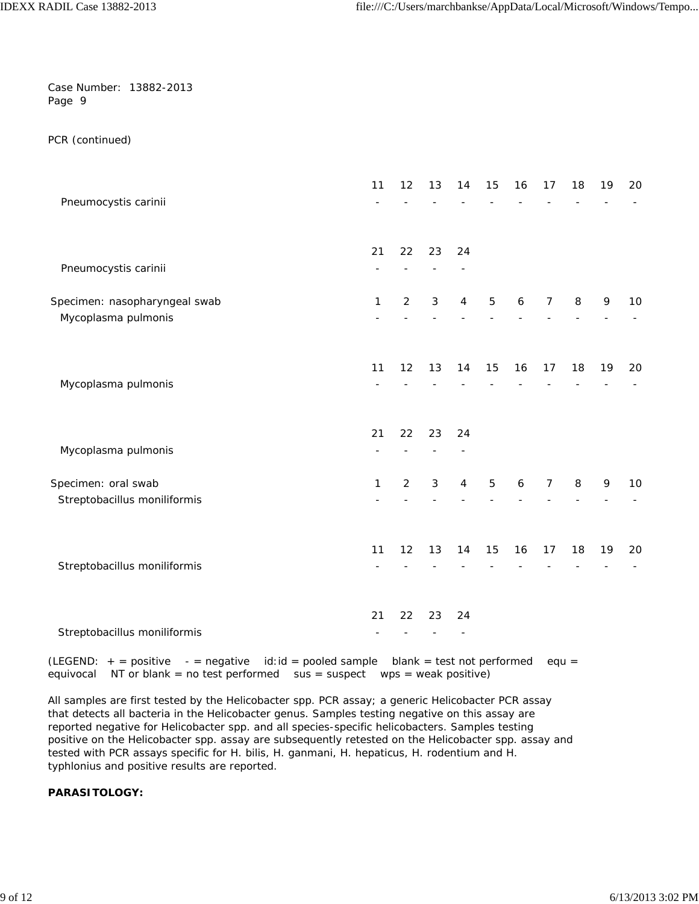Case Number: 13882-2013
Page 9

PCR (continued)

| | 11 | 12 | 13 | 14 | 15 | 16 | 17 | 18 | 19 | 20 |
|---|---|---|---|---|---|---|---|---|---|---|
| Pneumocystis carinii | - | - | - | - | - | - | - | - | - | - |

| | 21 | 22 | 23 | 24 |
|---|---|---|---|---|
| Pneumocystis carinii | - | - | - | - |

| Specimen: nasopharyngeal swab | 1 | 2 | 3 | 4 | 5 | 6 | 7 | 8 | 9 | 10 |
|---|---|---|---|---|---|---|---|---|---|---|
| Mycoplasma pulmonis | - | - | - | - | - | - | - | - | - | - |

| | 11 | 12 | 13 | 14 | 15 | 16 | 17 | 18 | 19 | 20 |
|---|---|---|---|---|---|---|---|---|---|---|
| Mycoplasma pulmonis | - | - | - | - | - | - | - | - | - | - |

| | 21 | 22 | 23 | 24 |
|---|---|---|---|---|
| Mycoplasma pulmonis | - | - | - | - |

| Specimen: oral swab | 1 | 2 | 3 | 4 | 5 | 6 | 7 | 8 | 9 | 10 |
|---|---|---|---|---|---|---|---|---|---|---|
| Streptobacillus moniliformis | - | - | - | - | - | - | - | - | - | - |

| | 11 | 12 | 13 | 14 | 15 | 16 | 17 | 18 | 19 | 20 |
|---|---|---|---|---|---|---|---|---|---|---|
| Streptobacillus moniliformis | - | - | - | - | - | - | - | - | - | - |

| | 21 | 22 | 23 | 24 |
|---|---|---|---|---|
| Streptobacillus moniliformis | - | - | - | - |

(LEGEND: + = positive - = negative id:id = pooled sample blank = test not performed equ = equivocal NT or blank = no test performed sus = suspect wps = weak positive)

All samples are first tested by the Helicobacter spp. PCR assay; a generic Helicobacter PCR assay that detects all bacteria in the Helicobacter genus. Samples testing negative on this assay are reported negative for Helicobacter spp. and all species-specific helicobacters. Samples testing positive on the Helicobacter spp. assay are subsequently retested on the Helicobacter spp. assay and tested with PCR assays specific for H. bilis, H. ganmani, H. hepaticus, H. rodentium and H. typhlonius and positive results are reported.

**PARASITOLOGY:**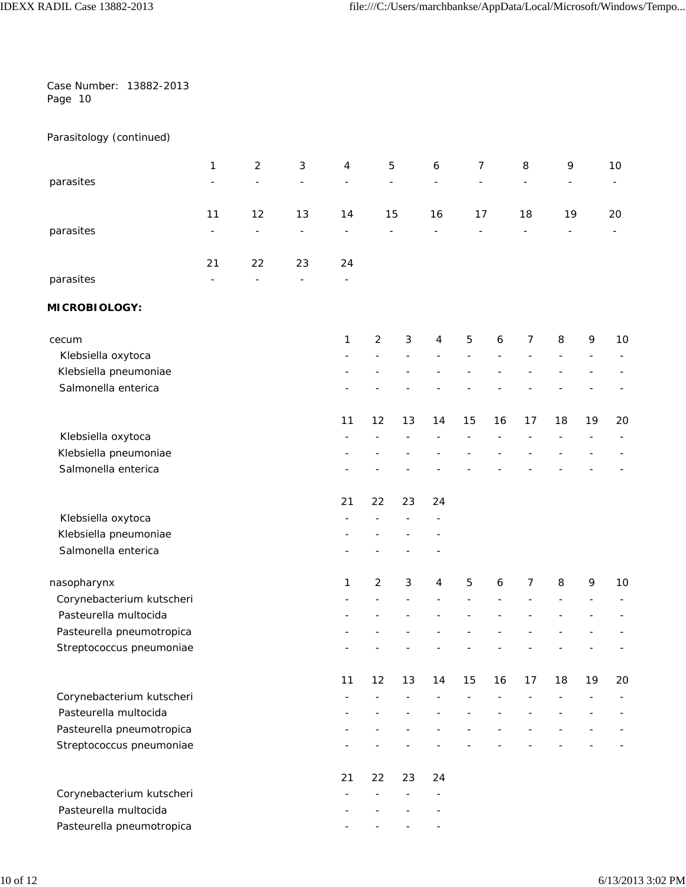Case Number: 13882-2013
Page 10

Parasitology (continued)

| | 1 | 2 | 3 | 4 | 5 | 6 | 7 | 8 | 9 | 10 |
|---|---|---|---|---|---|---|---|---|---|---|
| parasites | - | - | - | - | - | - | - | - | - | - |

| | 11 | 12 | 13 | 14 | 15 | 16 | 17 | 18 | 19 | 20 |
|---|---|---|---|---|---|---|---|---|---|---|
| parasites | - | - | - | - | - | - | - | - | - | - |

| | 21 | 22 | 23 | 24 |
|---|---|---|---|---|
| parasites | - | - | - | - |

**MICROBIOLOGY:**

| cecum | 1 | 2 | 3 | 4 | 5 | 6 | 7 | 8 | 9 | 10 |
|---|---|---|---|---|---|---|---|---|---|---|
| Klebsiella oxytoca | - | - | - | - | - | - | - | - | - | - |
| Klebsiella pneumoniae | - | - | - | - | - | - | - | - | - | - |
| Salmonella enterica | - | - | - | - | - | - | - | - | - | - |

| | 11 | 12 | 13 | 14 | 15 | 16 | 17 | 18 | 19 | 20 |
|---|---|---|---|---|---|---|---|---|---|---|
| Klebsiella oxytoca | - | - | - | - | - | - | - | - | - | - |
| Klebsiella pneumoniae | - | - | - | - | - | - | - | - | - | - |
| Salmonella enterica | - | - | - | - | - | - | - | - | - | - |

| | 21 | 22 | 23 | 24 |
|---|---|---|---|---|
| Klebsiella oxytoca | - | - | - | - |
| Klebsiella pneumoniae | - | - | - | - |
| Salmonella enterica | - | - | - | - |

| nasopharynx | 1 | 2 | 3 | 4 | 5 | 6 | 7 | 8 | 9 | 10 |
|---|---|---|---|---|---|---|---|---|---|---|
| Corynebacterium kutscheri | - | - | - | - | - | - | - | - | - | - |
| Pasteurella multocida | - | - | - | - | - | - | - | - | - | - |
| Pasteurella pneumotropica | - | - | - | - | - | - | - | - | - | - |
| Streptococcus pneumoniae | - | - | - | - | - | - | - | - | - | - |

| | 11 | 12 | 13 | 14 | 15 | 16 | 17 | 18 | 19 | 20 |
|---|---|---|---|---|---|---|---|---|---|---|
| Corynebacterium kutscheri | - | - | - | - | - | - | - | - | - | - |
| Pasteurella multocida | - | - | - | - | - | - | - | - | - | - |
| Pasteurella pneumotropica | - | - | - | - | - | - | - | - | - | - |
| Streptococcus pneumoniae | - | - | - | - | - | - | - | - | - | - |

| | 21 | 22 | 23 | 24 |
|---|---|---|---|---|
| Corynebacterium kutscheri | - | - | - | - |
| Pasteurella multocida | - | - | - | - |
| Pasteurella pneumotropica | - | - | - | - |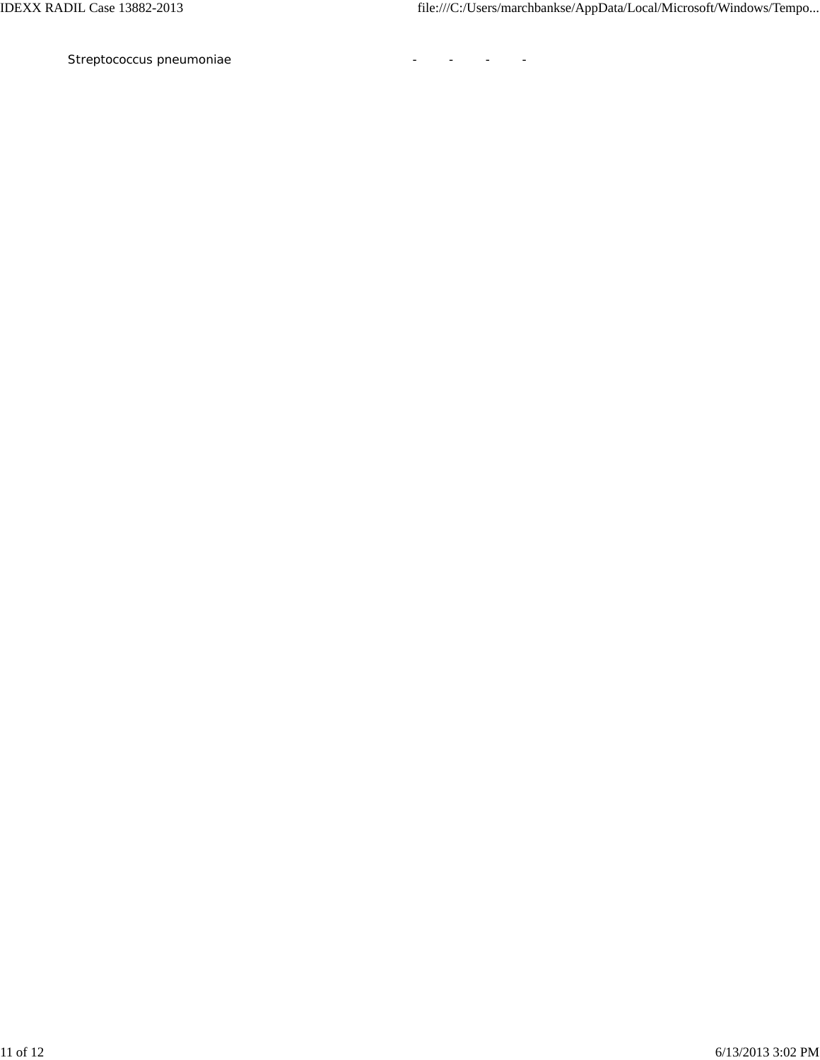| | | | | |
|---|---|---|---|---|
| Streptococcus pneumoniae | - | - | - | - |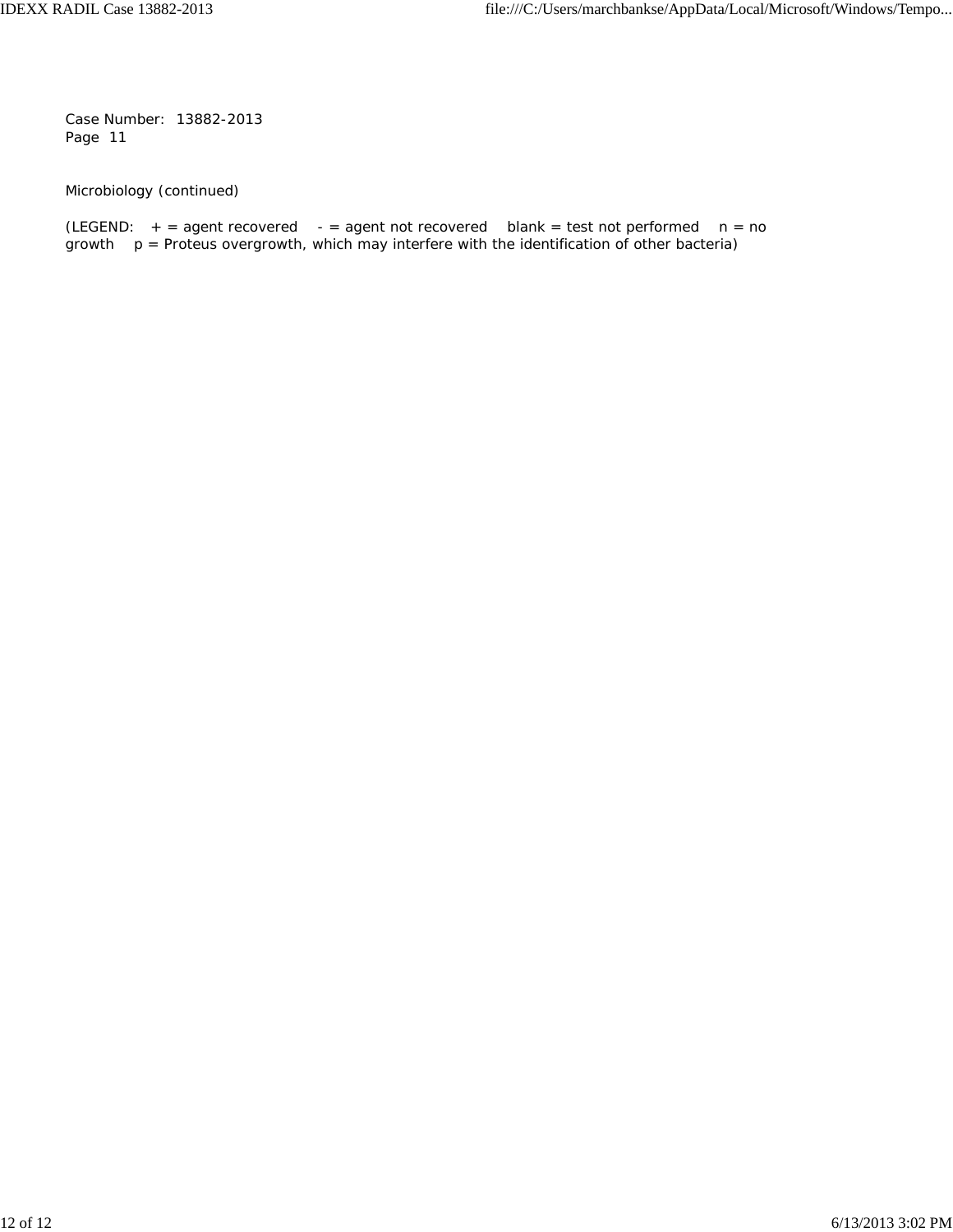Case Number: 13882-2013
Page 11

Microbiology (continued)

(LEGEND: + = agent recovered - = agent not recovered blank = test not performed n = no growth p = Proteus overgrowth, which may interfere with the identification of other bacteria)